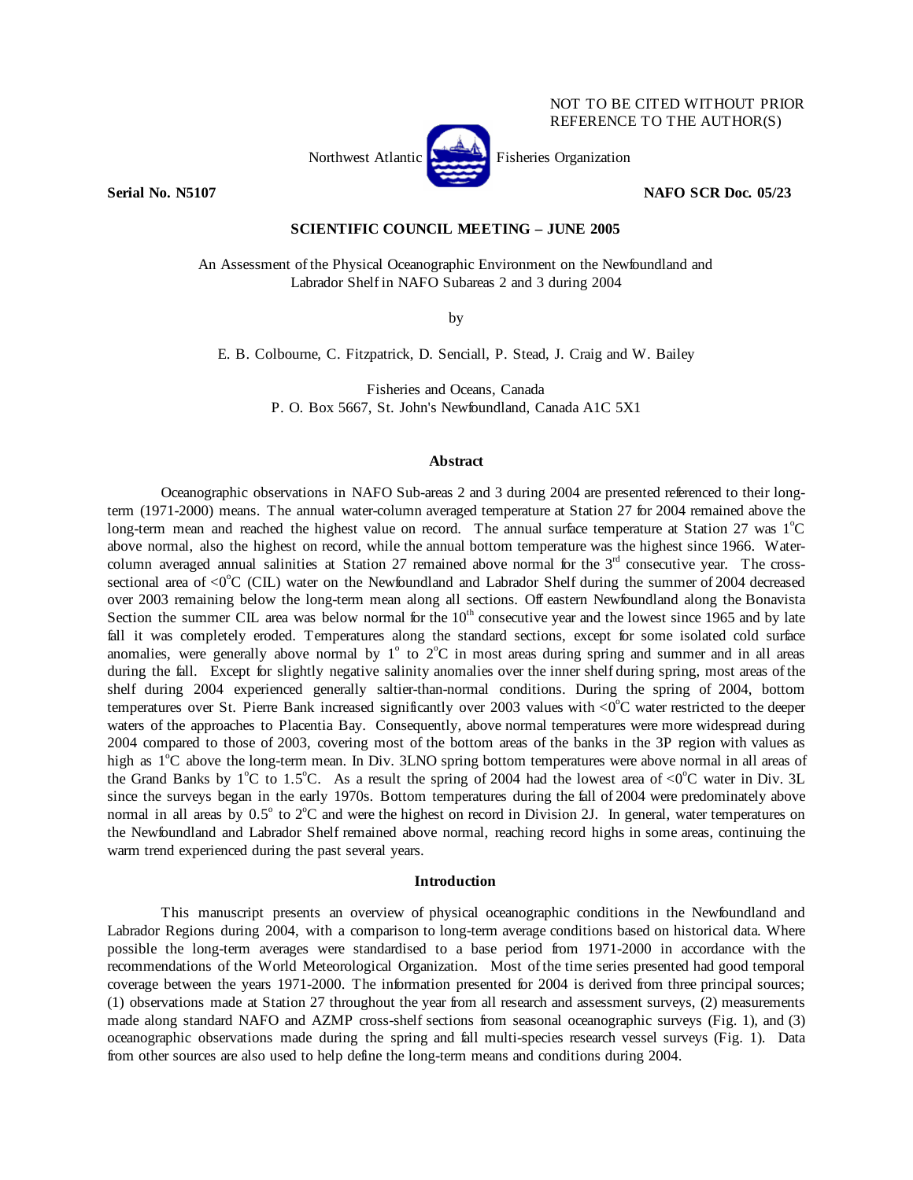NOT TO BE CITED WITHOUT PRIOR REFERENCE TO THE AUTHOR(S)

Northwest Atlantic Fisheries Organization

**Serial No. N5107** **NAFO SCR Doc. 05/23**

**SCIENTIFIC COUNCIL MEETING – JUNE 2005**

An Assessment of the Physical Oceanographic Environment on the Newfoundland and Labrador Shelf in NAFO Subareas 2 and 3 during 2004

by

E. B. Colbourne, C. Fitzpatrick, D. Senciall, P. Stead, J. Craig and W. Bailey

Fisheries and Oceans, Canada
P. O. Box 5667, St. John's Newfoundland, Canada A1C 5X1

## Abstract

Oceanographic observations in NAFO Sub-areas 2 and 3 during 2004 are presented referenced to their long-term (1971-2000) means. The annual water-column averaged temperature at Station 27 for 2004 remained above the long-term mean and reached the highest value on record. The annual surface temperature at Station 27 was 1°C above normal, also the highest on record, while the annual bottom temperature was the highest since 1966. Water-column averaged annual salinities at Station 27 remained above normal for the 3rd consecutive year. The cross-sectional area of <0°C (CIL) water on the Newfoundland and Labrador Shelf during the summer of 2004 decreased over 2003 remaining below the long-term mean along all sections. Off eastern Newfoundland along the Bonavista Section the summer CIL area was below normal for the 10th consecutive year and the lowest since 1965 and by late fall it was completely eroded. Temperatures along the standard sections, except for some isolated cold surface anomalies, were generally above normal by 1° to 2°C in most areas during spring and summer and in all areas during the fall. Except for slightly negative salinity anomalies over the inner shelf during spring, most areas of the shelf during 2004 experienced generally saltier-than-normal conditions. During the spring of 2004, bottom temperatures over St. Pierre Bank increased significantly over 2003 values with <0°C water restricted to the deeper waters of the approaches to Placentia Bay. Consequently, above normal temperatures were more widespread during 2004 compared to those of 2003, covering most of the bottom areas of the banks in the 3P region with values as high as 1°C above the long-term mean. In Div. 3LNO spring bottom temperatures were above normal in all areas of the Grand Banks by 1°C to 1.5°C. As a result the spring of 2004 had the lowest area of <0°C water in Div. 3L since the surveys began in the early 1970s. Bottom temperatures during the fall of 2004 were predominately above normal in all areas by 0.5° to 2°C and were the highest on record in Division 2J. In general, water temperatures on the Newfoundland and Labrador Shelf remained above normal, reaching record highs in some areas, continuing the warm trend experienced during the past several years.

## Introduction

This manuscript presents an overview of physical oceanographic conditions in the Newfoundland and Labrador Regions during 2004, with a comparison to long-term average conditions based on historical data. Where possible the long-term averages were standardised to a base period from 1971-2000 in accordance with the recommendations of the World Meteorological Organization. Most of the time series presented had good temporal coverage between the years 1971-2000. The information presented for 2004 is derived from three principal sources; (1) observations made at Station 27 throughout the year from all research and assessment surveys, (2) measurements made along standard NAFO and AZMP cross-shelf sections from seasonal oceanographic surveys (Fig. 1), and (3) oceanographic observations made during the spring and fall multi-species research vessel surveys (Fig. 1). Data from other sources are also used to help define the long-term means and conditions during 2004.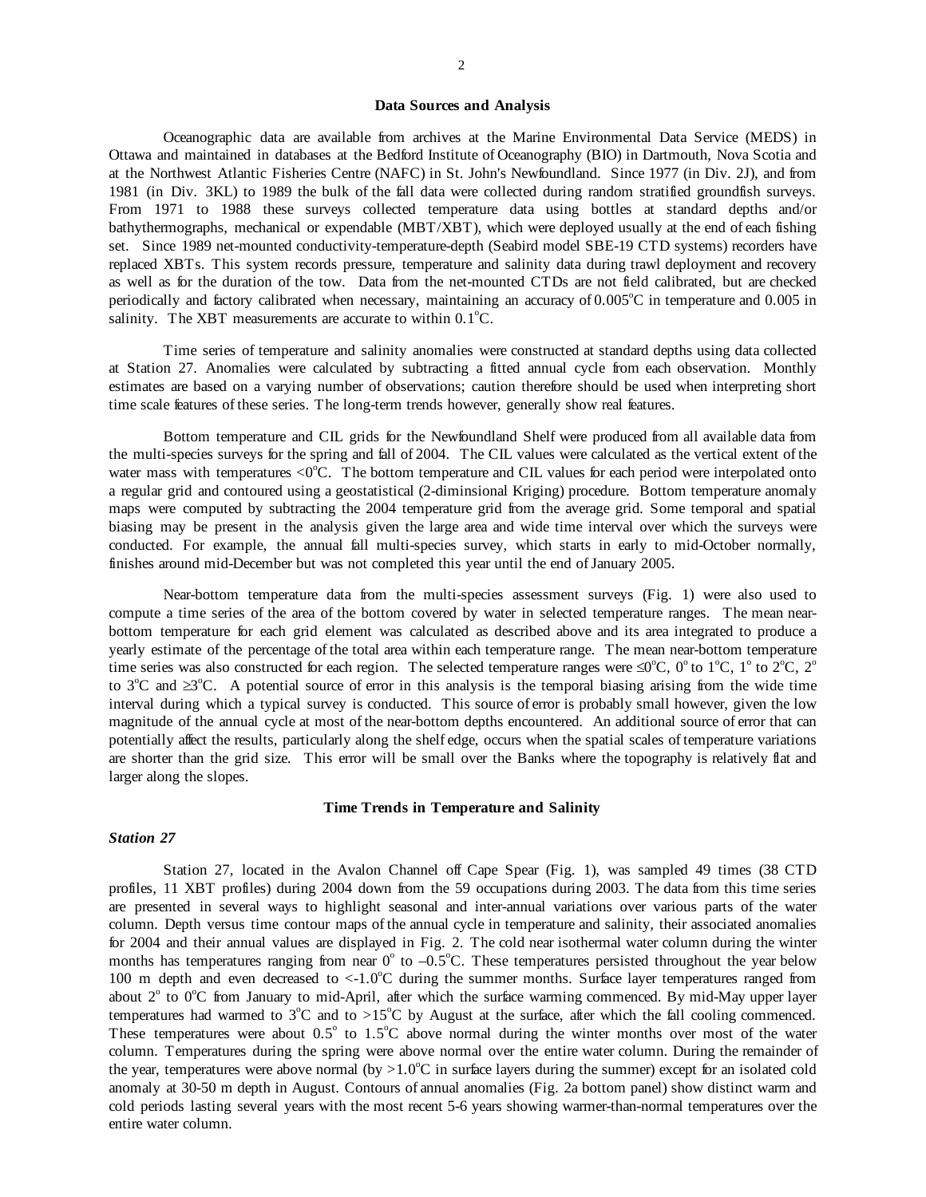## Data Sources and Analysis

Oceanographic data are available from archives at the Marine Environmental Data Service (MEDS) in Ottawa and maintained in databases at the Bedford Institute of Oceanography (BIO) in Dartmouth, Nova Scotia and at the Northwest Atlantic Fisheries Centre (NAFC) in St. John's Newfoundland. Since 1977 (in Div. 2J), and from 1981 (in Div. 3KL) to 1989 the bulk of the fall data were collected during random stratified groundfish surveys. From 1971 to 1988 these surveys collected temperature data using bottles at standard depths and/or bathythermographs, mechanical or expendable (MBT/XBT), which were deployed usually at the end of each fishing set. Since 1989 net-mounted conductivity-temperature-depth (Seabird model SBE-19 CTD systems) recorders have replaced XBTs. This system records pressure, temperature and salinity data during trawl deployment and recovery as well as for the duration of the tow. Data from the net-mounted CTDs are not field calibrated, but are checked periodically and factory calibrated when necessary, maintaining an accuracy of 0.005°C in temperature and 0.005 in salinity. The XBT measurements are accurate to within 0.1°C.

Time series of temperature and salinity anomalies were constructed at standard depths using data collected at Station 27. Anomalies were calculated by subtracting a fitted annual cycle from each observation. Monthly estimates are based on a varying number of observations; caution therefore should be used when interpreting short time scale features of these series. The long-term trends however, generally show real features.

Bottom temperature and CIL grids for the Newfoundland Shelf were produced from all available data from the multi-species surveys for the spring and fall of 2004. The CIL values were calculated as the vertical extent of the water mass with temperatures <0°C. The bottom temperature and CIL values for each period were interpolated onto a regular grid and contoured using a geostatistical (2-diminsional Kriging) procedure. Bottom temperature anomaly maps were computed by subtracting the 2004 temperature grid from the average grid. Some temporal and spatial biasing may be present in the analysis given the large area and wide time interval over which the surveys were conducted. For example, the annual fall multi-species survey, which starts in early to mid-October normally, finishes around mid-December but was not completed this year until the end of January 2005.

Near-bottom temperature data from the multi-species assessment surveys (Fig. 1) were also used to compute a time series of the area of the bottom covered by water in selected temperature ranges. The mean near-bottom temperature for each grid element was calculated as described above and its area integrated to produce a yearly estimate of the percentage of the total area within each temperature range. The mean near-bottom temperature time series was also constructed for each region. The selected temperature ranges were ≤0°C, 0° to 1°C, 1° to 2°C, 2° to 3°C and ≥3°C. A potential source of error in this analysis is the temporal biasing arising from the wide time interval during which a typical survey is conducted. This source of error is probably small however, given the low magnitude of the annual cycle at most of the near-bottom depths encountered. An additional source of error that can potentially affect the results, particularly along the shelf edge, occurs when the spatial scales of temperature variations are shorter than the grid size. This error will be small over the Banks where the topography is relatively flat and larger along the slopes.

## Time Trends in Temperature and Salinity

### *Station 27*

Station 27, located in the Avalon Channel off Cape Spear (Fig. 1), was sampled 49 times (38 CTD profiles, 11 XBT profiles) during 2004 down from the 59 occupations during 2003. The data from this time series are presented in several ways to highlight seasonal and inter-annual variations over various parts of the water column. Depth versus time contour maps of the annual cycle in temperature and salinity, their associated anomalies for 2004 and their annual values are displayed in Fig. 2. The cold near isothermal water column during the winter months has temperatures ranging from near 0° to –0.5°C. These temperatures persisted throughout the year below 100 m depth and even decreased to <-1.0°C during the summer months. Surface layer temperatures ranged from about 2° to 0°C from January to mid-April, after which the surface warming commenced. By mid-May upper layer temperatures had warmed to 3°C and to >15°C by August at the surface, after which the fall cooling commenced. These temperatures were about 0.5° to 1.5°C above normal during the winter months over most of the water column. Temperatures during the spring were above normal over the entire water column. During the remainder of the year, temperatures were above normal (by >1.0°C in surface layers during the summer) except for an isolated cold anomaly at 30-50 m depth in August. Contours of annual anomalies (Fig. 2a bottom panel) show distinct warm and cold periods lasting several years with the most recent 5-6 years showing warmer-than-normal temperatures over the entire water column.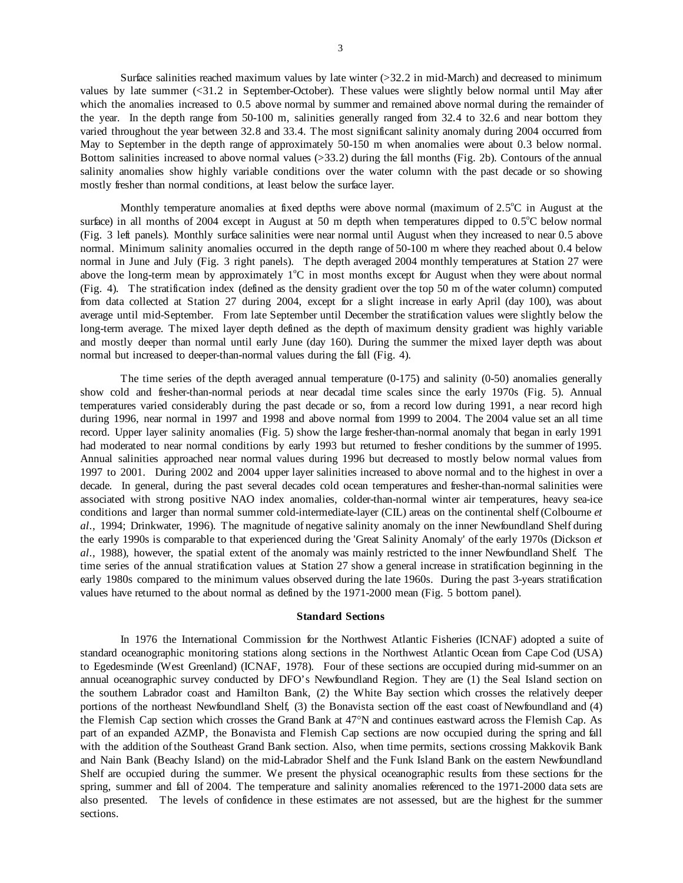Surface salinities reached maximum values by late winter (>32.2 in mid-March) and decreased to minimum values by late summer (<31.2 in September-October). These values were slightly below normal until May after which the anomalies increased to 0.5 above normal by summer and remained above normal during the remainder of the year. In the depth range from 50-100 m, salinities generally ranged from 32.4 to 32.6 and near bottom they varied throughout the year between 32.8 and 33.4. The most significant salinity anomaly during 2004 occurred from May to September in the depth range of approximately 50-150 m when anomalies were about 0.3 below normal. Bottom salinities increased to above normal values (>33.2) during the fall months (Fig. 2b). Contours of the annual salinity anomalies show highly variable conditions over the water column with the past decade or so showing mostly fresher than normal conditions, at least below the surface layer.

Monthly temperature anomalies at fixed depths were above normal (maximum of 2.5°C in August at the surface) in all months of 2004 except in August at 50 m depth when temperatures dipped to 0.5°C below normal (Fig. 3 left panels). Monthly surface salinities were near normal until August when they increased to near 0.5 above normal. Minimum salinity anomalies occurred in the depth range of 50-100 m where they reached about 0.4 below normal in June and July (Fig. 3 right panels). The depth averaged 2004 monthly temperatures at Station 27 were above the long-term mean by approximately 1°C in most months except for August when they were about normal (Fig. 4). The stratification index (defined as the density gradient over the top 50 m of the water column) computed from data collected at Station 27 during 2004, except for a slight increase in early April (day 100), was about average until mid-September. From late September until December the stratification values were slightly below the long-term average. The mixed layer depth defined as the depth of maximum density gradient was highly variable and mostly deeper than normal until early June (day 160). During the summer the mixed layer depth was about normal but increased to deeper-than-normal values during the fall (Fig. 4).

The time series of the depth averaged annual temperature (0-175) and salinity (0-50) anomalies generally show cold and fresher-than-normal periods at near decadal time scales since the early 1970s (Fig. 5). Annual temperatures varied considerably during the past decade or so, from a record low during 1991, a near record high during 1996, near normal in 1997 and 1998 and above normal from 1999 to 2004. The 2004 value set an all time record. Upper layer salinity anomalies (Fig. 5) show the large fresher-than-normal anomaly that began in early 1991 had moderated to near normal conditions by early 1993 but returned to fresher conditions by the summer of 1995. Annual salinities approached near normal values during 1996 but decreased to mostly below normal values from 1997 to 2001. During 2002 and 2004 upper layer salinities increased to above normal and to the highest in over a decade. In general, during the past several decades cold ocean temperatures and fresher-than-normal salinities were associated with strong positive NAO index anomalies, colder-than-normal winter air temperatures, heavy sea-ice conditions and larger than normal summer cold-intermediate-layer (CIL) areas on the continental shelf (Colbourne *et al*., 1994; Drinkwater, 1996). The magnitude of negative salinity anomaly on the inner Newfoundland Shelf during the early 1990s is comparable to that experienced during the 'Great Salinity Anomaly' of the early 1970s (Dickson *et al*., 1988), however, the spatial extent of the anomaly was mainly restricted to the inner Newfoundland Shelf. The time series of the annual stratification values at Station 27 show a general increase in stratification beginning in the early 1980s compared to the minimum values observed during the late 1960s. During the past 3-years stratification values have returned to the about normal as defined by the 1971-2000 mean (Fig. 5 bottom panel).

## Standard Sections

In 1976 the International Commission for the Northwest Atlantic Fisheries (ICNAF) adopted a suite of standard oceanographic monitoring stations along sections in the Northwest Atlantic Ocean from Cape Cod (USA) to Egedesminde (West Greenland) (ICNAF, 1978). Four of these sections are occupied during mid-summer on an annual oceanographic survey conducted by DFO's Newfoundland Region. They are (1) the Seal Island section on the southern Labrador coast and Hamilton Bank, (2) the White Bay section which crosses the relatively deeper portions of the northeast Newfoundland Shelf, (3) the Bonavista section off the east coast of Newfoundland and (4) the Flemish Cap section which crosses the Grand Bank at 47°N and continues eastward across the Flemish Cap. As part of an expanded AZMP, the Bonavista and Flemish Cap sections are now occupied during the spring and fall with the addition of the Southeast Grand Bank section. Also, when time permits, sections crossing Makkovik Bank and Nain Bank (Beachy Island) on the mid-Labrador Shelf and the Funk Island Bank on the eastern Newfoundland Shelf are occupied during the summer. We present the physical oceanographic results from these sections for the spring, summer and fall of 2004. The temperature and salinity anomalies referenced to the 1971-2000 data sets are also presented. The levels of confidence in these estimates are not assessed, but are the highest for the summer sections.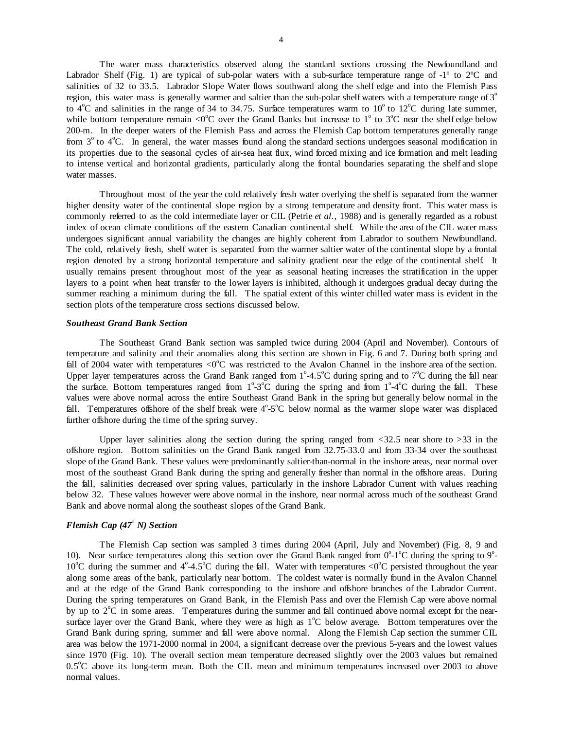The water mass characteristics observed along the standard sections crossing the Newfoundland and Labrador Shelf (Fig. 1) are typical of sub-polar waters with a sub-surface temperature range of -1º to 2ºC and salinities of 32 to 33.5. Labrador Slope Water flows southward along the shelf edge and into the Flemish Pass region, this water mass is generally warmer and saltier than the sub-polar shelf waters with a temperature range of 3º to 4ºC and salinities in the range of 34 to 34.75. Surface temperatures warm to 10º to 12ºC during late summer, while bottom temperature remain <0ºC over the Grand Banks but increase to 1º to 3ºC near the shelf edge below 200-m. In the deeper waters of the Flemish Pass and across the Flemish Cap bottom temperatures generally range from 3º to 4ºC. In general, the water masses found along the standard sections undergoes seasonal modification in its properties due to the seasonal cycles of air-sea heat flux, wind forced mixing and ice formation and melt leading to intense vertical and horizontal gradients, particularly along the frontal boundaries separating the shelf and slope water masses.

Throughout most of the year the cold relatively fresh water overlying the shelf is separated from the warmer higher density water of the continental slope region by a strong temperature and density front. This water mass is commonly referred to as the cold intermediate layer or CIL (Petrie *et al*., 1988) and is generally regarded as a robust index of ocean climate conditions off the eastern Canadian continental shelf. While the area of the CIL water mass undergoes significant annual variability the changes are highly coherent from Labrador to southern Newfoundland. The cold, relatively fresh, shelf water is separated from the warmer saltier water of the continental slope by a frontal region denoted by a strong horizontal temperature and salinity gradient near the edge of the continental shelf. It usually remains present throughout most of the year as seasonal heating increases the stratification in the upper layers to a point when heat transfer to the lower layers is inhibited, although it undergoes gradual decay during the summer reaching a minimum during the fall. The spatial extent of this winter chilled water mass is evident in the section plots of the temperature cross sections discussed below.

### *Southeast Grand Bank Section*

The Southeast Grand Bank section was sampled twice during 2004 (April and November). Contours of temperature and salinity and their anomalies along this section are shown in Fig. 6 and 7. During both spring and fall of 2004 water with temperatures <0ºC was restricted to the Avalon Channel in the inshore area of the section. Upper layer temperatures across the Grand Bank ranged from 1º-4.5ºC during spring and to 7ºC during the fall near the surface. Bottom temperatures ranged from 1º-3ºC during the spring and from 1º-4ºC during the fall. These values were above normal across the entire Southeast Grand Bank in the spring but generally below normal in the fall. Temperatures offshore of the shelf break were 4º-5ºC below normal as the warmer slope water was displaced further offshore during the time of the spring survey.

Upper layer salinities along the section during the spring ranged from <32.5 near shore to >33 in the offshore region. Bottom salinities on the Grand Bank ranged from 32.75-33.0 and from 33-34 over the southeast slope of the Grand Bank. These values were predominantly saltier-than-normal in the inshore areas, near normal over most of the southeast Grand Bank during the spring and generally fresher than normal in the offshore areas. During the fall, salinities decreased over spring values, particularly in the inshore Labrador Current with values reaching below 32. These values however were above normal in the inshore, near normal across much of the southeast Grand Bank and above normal along the southeast slopes of the Grand Bank.

### *Flemish Cap (47º N) Section*

The Flemish Cap section was sampled 3 times during 2004 (April, July and November) (Fig. 8, 9 and 10). Near surface temperatures along this section over the Grand Bank ranged from 0º-1ºC during the spring to 9º-10ºC during the summer and 4º-4.5ºC during the fall. Water with temperatures <0ºC persisted throughout the year along some areas of the bank, particularly near bottom. The coldest water is normally found in the Avalon Channel and at the edge of the Grand Bank corresponding to the inshore and offshore branches of the Labrador Current. During the spring temperatures on Grand Bank, in the Flemish Pass and over the Flemish Cap were above normal by up to 2ºC in some areas. Temperatures during the summer and fall continued above normal except for the near-surface layer over the Grand Bank, where they were as high as 1ºC below average. Bottom temperatures over the Grand Bank during spring, summer and fall were above normal. Along the Flemish Cap section the summer CIL area was below the 1971-2000 normal in 2004, a significant decrease over the previous 5-years and the lowest values since 1970 (Fig. 10). The overall section mean temperature decreased slightly over the 2003 values but remained 0.5ºC above its long-term mean. Both the CIL mean and minimum temperatures increased over 2003 to above normal values.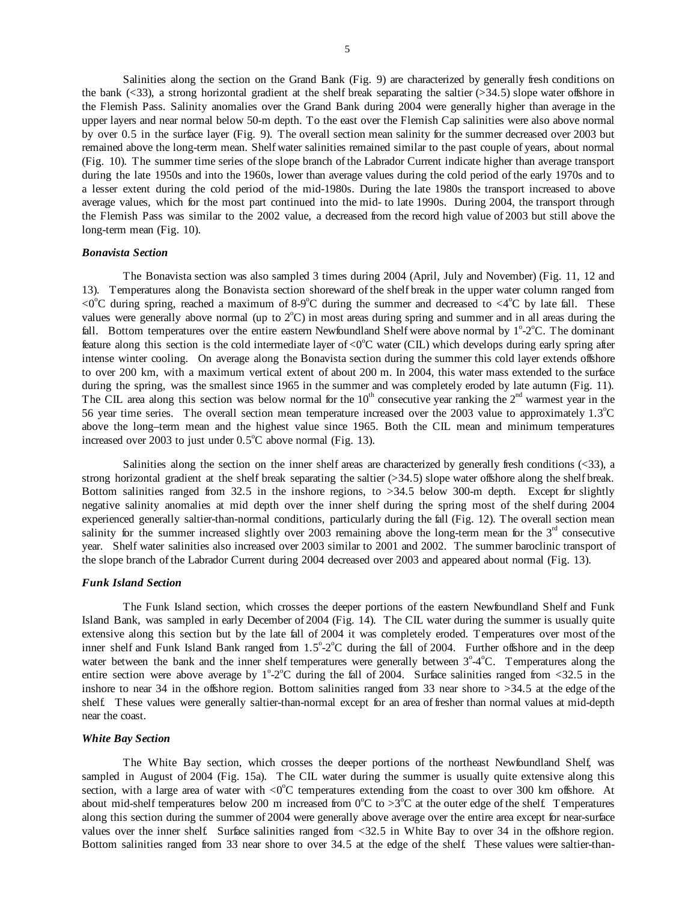Salinities along the section on the Grand Bank (Fig. 9) are characterized by generally fresh conditions on the bank (<33), a strong horizontal gradient at the shelf break separating the saltier (>34.5) slope water offshore in the Flemish Pass. Salinity anomalies over the Grand Bank during 2004 were generally higher than average in the upper layers and near normal below 50-m depth. To the east over the Flemish Cap salinities were also above normal by over 0.5 in the surface layer (Fig. 9). The overall section mean salinity for the summer decreased over 2003 but remained above the long-term mean. Shelf water salinities remained similar to the past couple of years, about normal (Fig. 10). The summer time series of the slope branch of the Labrador Current indicate higher than average transport during the late 1950s and into the 1960s, lower than average values during the cold period of the early 1970s and to a lesser extent during the cold period of the mid-1980s. During the late 1980s the transport increased to above average values, which for the most part continued into the mid- to late 1990s. During 2004, the transport through the Flemish Pass was similar to the 2002 value, a decreased from the record high value of 2003 but still above the long-term mean (Fig. 10).

### *Bonavista Section*

The Bonavista section was also sampled 3 times during 2004 (April, July and November) (Fig. 11, 12 and 13). Temperatures along the Bonavista section shoreward of the shelf break in the upper water column ranged from <0°C during spring, reached a maximum of 8-9°C during the summer and decreased to <4°C by late fall. These values were generally above normal (up to 2°C) in most areas during spring and summer and in all areas during the fall. Bottom temperatures over the entire eastern Newfoundland Shelf were above normal by 1°-2°C. The dominant feature along this section is the cold intermediate layer of <0°C water (CIL) which develops during early spring after intense winter cooling. On average along the Bonavista section during the summer this cold layer extends offshore to over 200 km, with a maximum vertical extent of about 200 m. In 2004, this water mass extended to the surface during the spring, was the smallest since 1965 in the summer and was completely eroded by late autumn (Fig. 11). The CIL area along this section was below normal for the 10th consecutive year ranking the 2nd warmest year in the 56 year time series. The overall section mean temperature increased over the 2003 value to approximately 1.3°C above the long–term mean and the highest value since 1965. Both the CIL mean and minimum temperatures increased over 2003 to just under 0.5°C above normal (Fig. 13).

Salinities along the section on the inner shelf areas are characterized by generally fresh conditions (<33), a strong horizontal gradient at the shelf break separating the saltier (>34.5) slope water offshore along the shelf break. Bottom salinities ranged from 32.5 in the inshore regions, to >34.5 below 300-m depth. Except for slightly negative salinity anomalies at mid depth over the inner shelf during the spring most of the shelf during 2004 experienced generally saltier-than-normal conditions, particularly during the fall (Fig. 12). The overall section mean salinity for the summer increased slightly over 2003 remaining above the long-term mean for the 3rd consecutive year. Shelf water salinities also increased over 2003 similar to 2001 and 2002. The summer baroclinic transport of the slope branch of the Labrador Current during 2004 decreased over 2003 and appeared about normal (Fig. 13).

### *Funk Island Section*

The Funk Island section, which crosses the deeper portions of the eastern Newfoundland Shelf and Funk Island Bank, was sampled in early December of 2004 (Fig. 14). The CIL water during the summer is usually quite extensive along this section but by the late fall of 2004 it was completely eroded. Temperatures over most of the inner shelf and Funk Island Bank ranged from 1.5°-2°C during the fall of 2004. Further offshore and in the deep water between the bank and the inner shelf temperatures were generally between 3°-4°C. Temperatures along the entire section were above average by 1°-2°C during the fall of 2004. Surface salinities ranged from <32.5 in the inshore to near 34 in the offshore region. Bottom salinities ranged from 33 near shore to >34.5 at the edge of the shelf. These values were generally saltier-than-normal except for an area of fresher than normal values at mid-depth near the coast.

### *White Bay Section*

The White Bay section, which crosses the deeper portions of the northeast Newfoundland Shelf, was sampled in August of 2004 (Fig. 15a). The CIL water during the summer is usually quite extensive along this section, with a large area of water with <0°C temperatures extending from the coast to over 300 km offshore. At about mid-shelf temperatures below 200 m increased from 0°C to >3°C at the outer edge of the shelf. Temperatures along this section during the summer of 2004 were generally above average over the entire area except for near-surface values over the inner shelf. Surface salinities ranged from <32.5 in White Bay to over 34 in the offshore region. Bottom salinities ranged from 33 near shore to over 34.5 at the edge of the shelf. These values were saltier-than-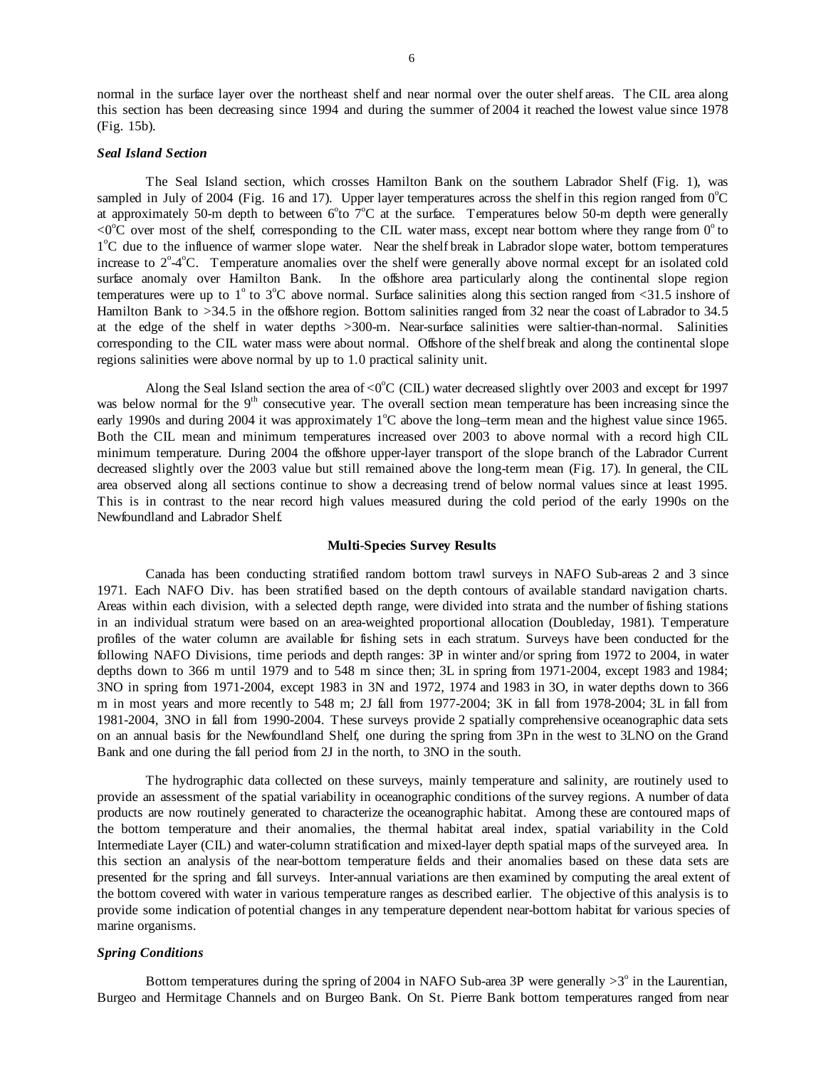normal in the surface layer over the northeast shelf and near normal over the outer shelf areas. The CIL area along this section has been decreasing since 1994 and during the summer of 2004 it reached the lowest value since 1978 (Fig. 15b).

### *Seal Island Section*

The Seal Island section, which crosses Hamilton Bank on the southern Labrador Shelf (Fig. 1), was sampled in July of 2004 (Fig. 16 and 17). Upper layer temperatures across the shelf in this region ranged from 0°C at approximately 50-m depth to between 6°to 7°C at the surface. Temperatures below 50-m depth were generally <0°C over most of the shelf, corresponding to the CIL water mass, except near bottom where they range from 0° to 1°C due to the influence of warmer slope water. Near the shelf break in Labrador slope water, bottom temperatures increase to 2°-4°C. Temperature anomalies over the shelf were generally above normal except for an isolated cold surface anomaly over Hamilton Bank. In the offshore area particularly along the continental slope region temperatures were up to 1° to 3°C above normal. Surface salinities along this section ranged from <31.5 inshore of Hamilton Bank to >34.5 in the offshore region. Bottom salinities ranged from 32 near the coast of Labrador to 34.5 at the edge of the shelf in water depths >300-m. Near-surface salinities were saltier-than-normal. Salinities corresponding to the CIL water mass were about normal. Offshore of the shelf break and along the continental slope regions salinities were above normal by up to 1.0 practical salinity unit.

Along the Seal Island section the area of <0°C (CIL) water decreased slightly over 2003 and except for 1997 was below normal for the 9th consecutive year. The overall section mean temperature has been increasing since the early 1990s and during 2004 it was approximately 1°C above the long–term mean and the highest value since 1965. Both the CIL mean and minimum temperatures increased over 2003 to above normal with a record high CIL minimum temperature. During 2004 the offshore upper-layer transport of the slope branch of the Labrador Current decreased slightly over the 2003 value but still remained above the long-term mean (Fig. 17). In general, the CIL area observed along all sections continue to show a decreasing trend of below normal values since at least 1995. This is in contrast to the near record high values measured during the cold period of the early 1990s on the Newfoundland and Labrador Shelf.

## Multi-Species Survey Results

Canada has been conducting stratified random bottom trawl surveys in NAFO Sub-areas 2 and 3 since 1971. Each NAFO Div. has been stratified based on the depth contours of available standard navigation charts. Areas within each division, with a selected depth range, were divided into strata and the number of fishing stations in an individual stratum were based on an area-weighted proportional allocation (Doubleday, 1981). Temperature profiles of the water column are available for fishing sets in each stratum. Surveys have been conducted for the following NAFO Divisions, time periods and depth ranges: 3P in winter and/or spring from 1972 to 2004, in water depths down to 366 m until 1979 and to 548 m since then; 3L in spring from 1971-2004, except 1983 and 1984; 3NO in spring from 1971-2004, except 1983 in 3N and 1972, 1974 and 1983 in 3O, in water depths down to 366 m in most years and more recently to 548 m; 2J fall from 1977-2004; 3K in fall from 1978-2004; 3L in fall from 1981-2004, 3NO in fall from 1990-2004. These surveys provide 2 spatially comprehensive oceanographic data sets on an annual basis for the Newfoundland Shelf, one during the spring from 3Pn in the west to 3LNO on the Grand Bank and one during the fall period from 2J in the north, to 3NO in the south.

The hydrographic data collected on these surveys, mainly temperature and salinity, are routinely used to provide an assessment of the spatial variability in oceanographic conditions of the survey regions. A number of data products are now routinely generated to characterize the oceanographic habitat. Among these are contoured maps of the bottom temperature and their anomalies, the thermal habitat areal index, spatial variability in the Cold Intermediate Layer (CIL) and water-column stratification and mixed-layer depth spatial maps of the surveyed area. In this section an analysis of the near-bottom temperature fields and their anomalies based on these data sets are presented for the spring and fall surveys. Inter-annual variations are then examined by computing the areal extent of the bottom covered with water in various temperature ranges as described earlier. The objective of this analysis is to provide some indication of potential changes in any temperature dependent near-bottom habitat for various species of marine organisms.

### *Spring Conditions*

Bottom temperatures during the spring of 2004 in NAFO Sub-area 3P were generally >3° in the Laurentian, Burgeo and Hermitage Channels and on Burgeo Bank. On St. Pierre Bank bottom temperatures ranged from near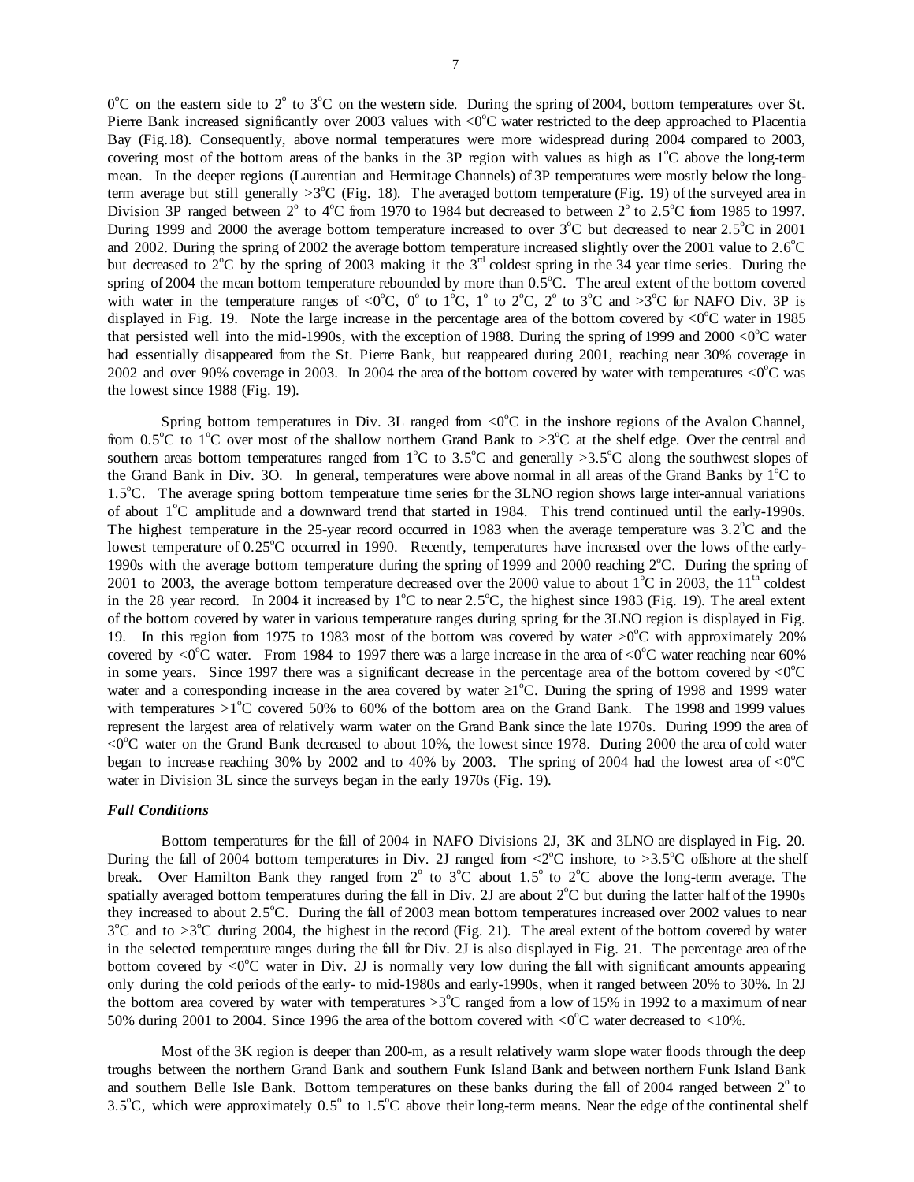0°C on the eastern side to 2° to 3°C on the western side. During the spring of 2004, bottom temperatures over St. Pierre Bank increased significantly over 2003 values with <0°C water restricted to the deep approached to Placentia Bay (Fig.18). Consequently, above normal temperatures were more widespread during 2004 compared to 2003, covering most of the bottom areas of the banks in the 3P region with values as high as 1°C above the long-term mean. In the deeper regions (Laurentian and Hermitage Channels) of 3P temperatures were mostly below the long-term average but still generally >3°C (Fig. 18). The averaged bottom temperature (Fig. 19) of the surveyed area in Division 3P ranged between 2° to 4°C from 1970 to 1984 but decreased to between 2° to 2.5°C from 1985 to 1997. During 1999 and 2000 the average bottom temperature increased to over 3°C but decreased to near 2.5°C in 2001 and 2002. During the spring of 2002 the average bottom temperature increased slightly over the 2001 value to 2.6°C but decreased to 2°C by the spring of 2003 making it the 3rd coldest spring in the 34 year time series. During the spring of 2004 the mean bottom temperature rebounded by more than 0.5°C. The areal extent of the bottom covered with water in the temperature ranges of <0°C, 0° to 1°C, 1° to 2°C, 2° to 3°C and >3°C for NAFO Div. 3P is displayed in Fig. 19. Note the large increase in the percentage area of the bottom covered by <0°C water in 1985 that persisted well into the mid-1990s, with the exception of 1988. During the spring of 1999 and 2000 <0°C water had essentially disappeared from the St. Pierre Bank, but reappeared during 2001, reaching near 30% coverage in 2002 and over 90% coverage in 2003. In 2004 the area of the bottom covered by water with temperatures <0°C was the lowest since 1988 (Fig. 19).

Spring bottom temperatures in Div. 3L ranged from <0°C in the inshore regions of the Avalon Channel, from 0.5°C to 1°C over most of the shallow northern Grand Bank to >3°C at the shelf edge. Over the central and southern areas bottom temperatures ranged from 1°C to 3.5°C and generally >3.5°C along the southwest slopes of the Grand Bank in Div. 3O. In general, temperatures were above normal in all areas of the Grand Banks by 1°C to 1.5°C. The average spring bottom temperature time series for the 3LNO region shows large inter-annual variations of about 1°C amplitude and a downward trend that started in 1984. This trend continued until the early-1990s. The highest temperature in the 25-year record occurred in 1983 when the average temperature was 3.2°C and the lowest temperature of 0.25°C occurred in 1990. Recently, temperatures have increased over the lows of the early-1990s with the average bottom temperature during the spring of 1999 and 2000 reaching 2°C. During the spring of 2001 to 2003, the average bottom temperature decreased over the 2000 value to about 1°C in 2003, the 11th coldest in the 28 year record. In 2004 it increased by 1°C to near 2.5°C, the highest since 1983 (Fig. 19). The areal extent of the bottom covered by water in various temperature ranges during spring for the 3LNO region is displayed in Fig. 19. In this region from 1975 to 1983 most of the bottom was covered by water >0°C with approximately 20% covered by <0°C water. From 1984 to 1997 there was a large increase in the area of <0°C water reaching near 60% in some years. Since 1997 there was a significant decrease in the percentage area of the bottom covered by <0°C water and a corresponding increase in the area covered by water ≥1°C. During the spring of 1998 and 1999 water with temperatures >1°C covered 50% to 60% of the bottom area on the Grand Bank. The 1998 and 1999 values represent the largest area of relatively warm water on the Grand Bank since the late 1970s. During 1999 the area of <0°C water on the Grand Bank decreased to about 10%, the lowest since 1978. During 2000 the area of cold water began to increase reaching 30% by 2002 and to 40% by 2003. The spring of 2004 had the lowest area of <0°C water in Division 3L since the surveys began in the early 1970s (Fig. 19).

### *Fall Conditions*

Bottom temperatures for the fall of 2004 in NAFO Divisions 2J, 3K and 3LNO are displayed in Fig. 20. During the fall of 2004 bottom temperatures in Div. 2J ranged from <2°C inshore, to >3.5°C offshore at the shelf break. Over Hamilton Bank they ranged from 2° to 3°C about 1.5° to 2°C above the long-term average. The spatially averaged bottom temperatures during the fall in Div. 2J are about 2°C but during the latter half of the 1990s they increased to about 2.5°C. During the fall of 2003 mean bottom temperatures increased over 2002 values to near 3°C and to >3°C during 2004, the highest in the record (Fig. 21). The areal extent of the bottom covered by water in the selected temperature ranges during the fall for Div. 2J is also displayed in Fig. 21. The percentage area of the bottom covered by <0°C water in Div. 2J is normally very low during the fall with significant amounts appearing only during the cold periods of the early- to mid-1980s and early-1990s, when it ranged between 20% to 30%. In 2J the bottom area covered by water with temperatures >3°C ranged from a low of 15% in 1992 to a maximum of near 50% during 2001 to 2004. Since 1996 the area of the bottom covered with <0°C water decreased to <10%.

Most of the 3K region is deeper than 200-m, as a result relatively warm slope water floods through the deep troughs between the northern Grand Bank and southern Funk Island Bank and between northern Funk Island Bank and southern Belle Isle Bank. Bottom temperatures on these banks during the fall of 2004 ranged between 2° to 3.5°C, which were approximately 0.5° to 1.5°C above their long-term means. Near the edge of the continental shelf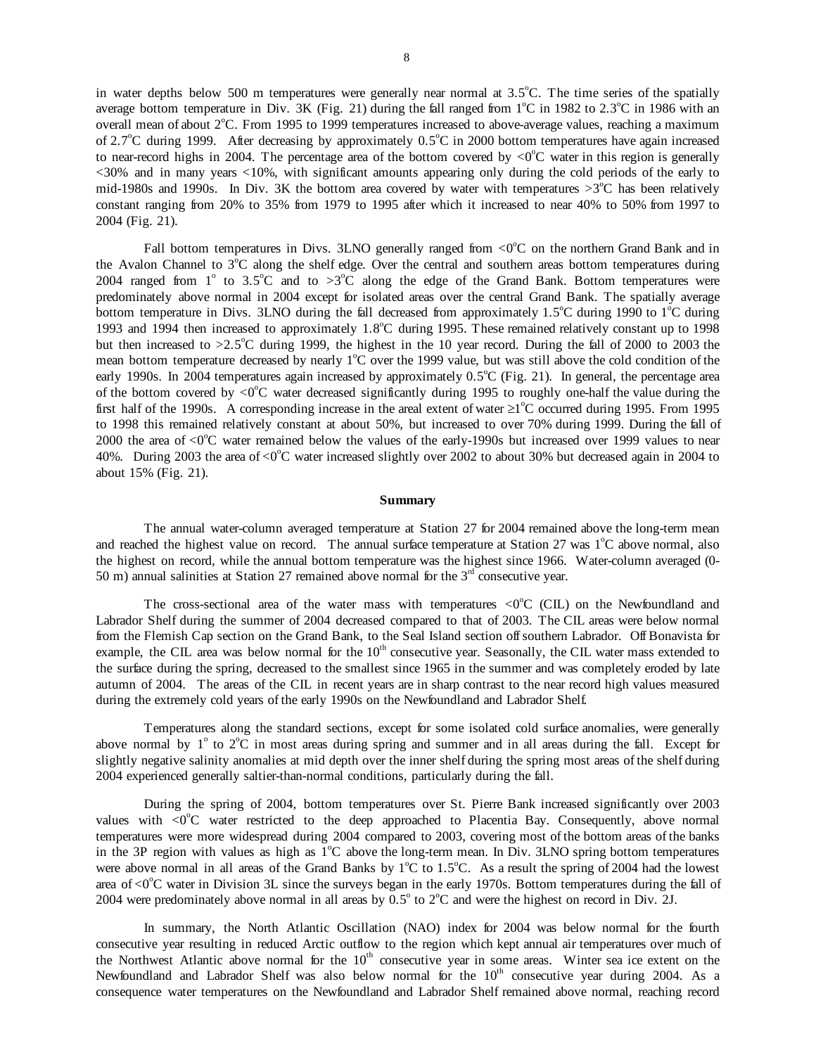in water depths below 500 m temperatures were generally near normal at 3.5°C. The time series of the spatially average bottom temperature in Div. 3K (Fig. 21) during the fall ranged from 1°C in 1982 to 2.3°C in 1986 with an overall mean of about 2°C. From 1995 to 1999 temperatures increased to above-average values, reaching a maximum of 2.7°C during 1999. After decreasing by approximately 0.5°C in 2000 bottom temperatures have again increased to near-record highs in 2004. The percentage area of the bottom covered by <0°C water in this region is generally <30% and in many years <10%, with significant amounts appearing only during the cold periods of the early to mid-1980s and 1990s. In Div. 3K the bottom area covered by water with temperatures >3°C has been relatively constant ranging from 20% to 35% from 1979 to 1995 after which it increased to near 40% to 50% from 1997 to 2004 (Fig. 21).

Fall bottom temperatures in Divs. 3LNO generally ranged from <0°C on the northern Grand Bank and in the Avalon Channel to 3°C along the shelf edge. Over the central and southern areas bottom temperatures during 2004 ranged from 1° to 3.5°C and to >3°C along the edge of the Grand Bank. Bottom temperatures were predominately above normal in 2004 except for isolated areas over the central Grand Bank. The spatially average bottom temperature in Divs. 3LNO during the fall decreased from approximately 1.5°C during 1990 to 1°C during 1993 and 1994 then increased to approximately 1.8°C during 1995. These remained relatively constant up to 1998 but then increased to >2.5°C during 1999, the highest in the 10 year record. During the fall of 2000 to 2003 the mean bottom temperature decreased by nearly 1°C over the 1999 value, but was still above the cold condition of the early 1990s. In 2004 temperatures again increased by approximately 0.5°C (Fig. 21). In general, the percentage area of the bottom covered by <0°C water decreased significantly during 1995 to roughly one-half the value during the first half of the 1990s. A corresponding increase in the areal extent of water ≥1°C occurred during 1995. From 1995 to 1998 this remained relatively constant at about 50%, but increased to over 70% during 1999. During the fall of 2000 the area of <0°C water remained below the values of the early-1990s but increased over 1999 values to near 40%. During 2003 the area of <0°C water increased slightly over 2002 to about 30% but decreased again in 2004 to about 15% (Fig. 21).

## Summary

The annual water-column averaged temperature at Station 27 for 2004 remained above the long-term mean and reached the highest value on record. The annual surface temperature at Station 27 was 1°C above normal, also the highest on record, while the annual bottom temperature was the highest since 1966. Water-column averaged (0-50 m) annual salinities at Station 27 remained above normal for the 3rd consecutive year.

The cross-sectional area of the water mass with temperatures <0°C (CIL) on the Newfoundland and Labrador Shelf during the summer of 2004 decreased compared to that of 2003. The CIL areas were below normal from the Flemish Cap section on the Grand Bank, to the Seal Island section off southern Labrador. Off Bonavista for example, the CIL area was below normal for the 10th consecutive year. Seasonally, the CIL water mass extended to the surface during the spring, decreased to the smallest since 1965 in the summer and was completely eroded by late autumn of 2004. The areas of the CIL in recent years are in sharp contrast to the near record high values measured during the extremely cold years of the early 1990s on the Newfoundland and Labrador Shelf.

Temperatures along the standard sections, except for some isolated cold surface anomalies, were generally above normal by 1° to 2°C in most areas during spring and summer and in all areas during the fall. Except for slightly negative salinity anomalies at mid depth over the inner shelf during the spring most areas of the shelf during 2004 experienced generally saltier-than-normal conditions, particularly during the fall.

During the spring of 2004, bottom temperatures over St. Pierre Bank increased significantly over 2003 values with <0°C water restricted to the deep approached to Placentia Bay. Consequently, above normal temperatures were more widespread during 2004 compared to 2003, covering most of the bottom areas of the banks in the 3P region with values as high as 1°C above the long-term mean. In Div. 3LNO spring bottom temperatures were above normal in all areas of the Grand Banks by 1°C to 1.5°C. As a result the spring of 2004 had the lowest area of <0°C water in Division 3L since the surveys began in the early 1970s. Bottom temperatures during the fall of 2004 were predominately above normal in all areas by 0.5° to 2°C and were the highest on record in Div. 2J.

In summary, the North Atlantic Oscillation (NAO) index for 2004 was below normal for the fourth consecutive year resulting in reduced Arctic outflow to the region which kept annual air temperatures over much of the Northwest Atlantic above normal for the 10th consecutive year in some areas. Winter sea ice extent on the Newfoundland and Labrador Shelf was also below normal for the 10th consecutive year during 2004. As a consequence water temperatures on the Newfoundland and Labrador Shelf remained above normal, reaching record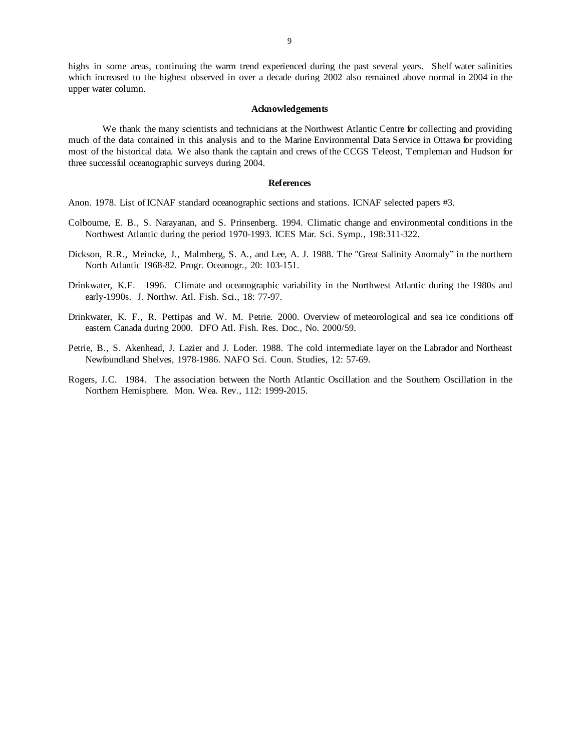highs in some areas, continuing the warm trend experienced during the past several years. Shelf water salinities which increased to the highest observed in over a decade during 2002 also remained above normal in 2004 in the upper water column.

## Acknowledgements

We thank the many scientists and technicians at the Northwest Atlantic Centre for collecting and providing much of the data contained in this analysis and to the Marine Environmental Data Service in Ottawa for providing most of the historical data. We also thank the captain and crews of the CCGS Teleost, Templeman and Hudson for three successful oceanographic surveys during 2004.

## References

Anon. 1978. List of ICNAF standard oceanographic sections and stations. ICNAF selected papers #3.

Colbourne, E. B., S. Narayanan, and S. Prinsenberg. 1994. Climatic change and environmental conditions in the Northwest Atlantic during the period 1970-1993. ICES Mar. Sci. Symp., 198:311-322.

Dickson, R.R., Meincke, J., Malmberg, S. A., and Lee, A. J. 1988. The "Great Salinity Anomaly" in the northern North Atlantic 1968-82. Progr. Oceanogr., 20: 103-151.

Drinkwater, K.F. 1996. Climate and oceanographic variability in the Northwest Atlantic during the 1980s and early-1990s. J. Northw. Atl. Fish. Sci., 18: 77-97.

Drinkwater, K. F., R. Pettipas and W. M. Petrie. 2000. Overview of meteorological and sea ice conditions off eastern Canada during 2000. DFO Atl. Fish. Res. Doc., No. 2000/59.

Petrie, B., S. Akenhead, J. Lazier and J. Loder. 1988. The cold intermediate layer on the Labrador and Northeast Newfoundland Shelves, 1978-1986. NAFO Sci. Coun. Studies, 12: 57-69.

Rogers, J.C. 1984. The association between the North Atlantic Oscillation and the Southern Oscillation in the Northern Hemisphere. Mon. Wea. Rev., 112: 1999-2015.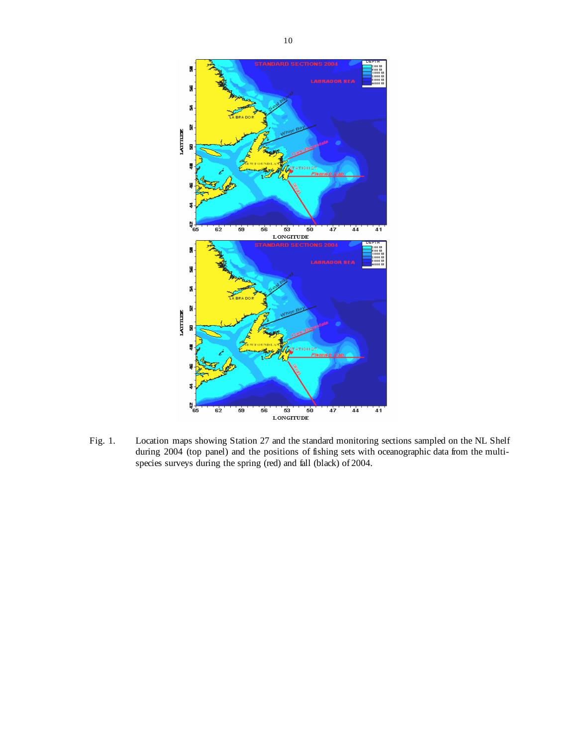Fig. 1. Location maps showing Station 27 and the standard monitoring sections sampled on the NL Shelf during 2004 (top panel) and the positions of fishing sets with oceanographic data from the multi-species surveys during the spring (red) and fall (black) of 2004.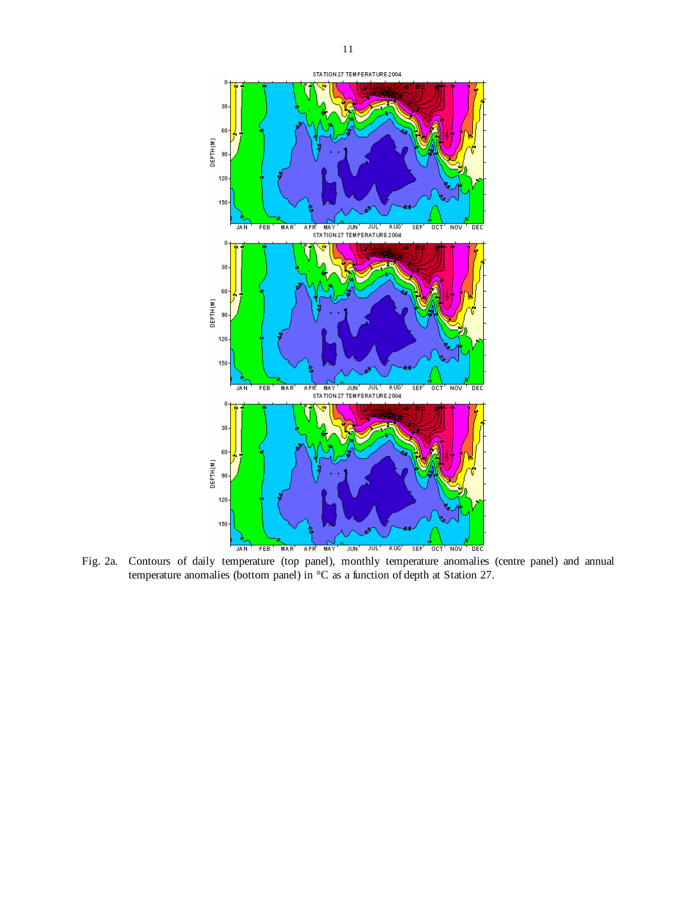Fig. 2a. Contours of daily temperature (top panel), monthly temperature anomalies (centre panel) and annual temperature anomalies (bottom panel) in °C as a function of depth at Station 27.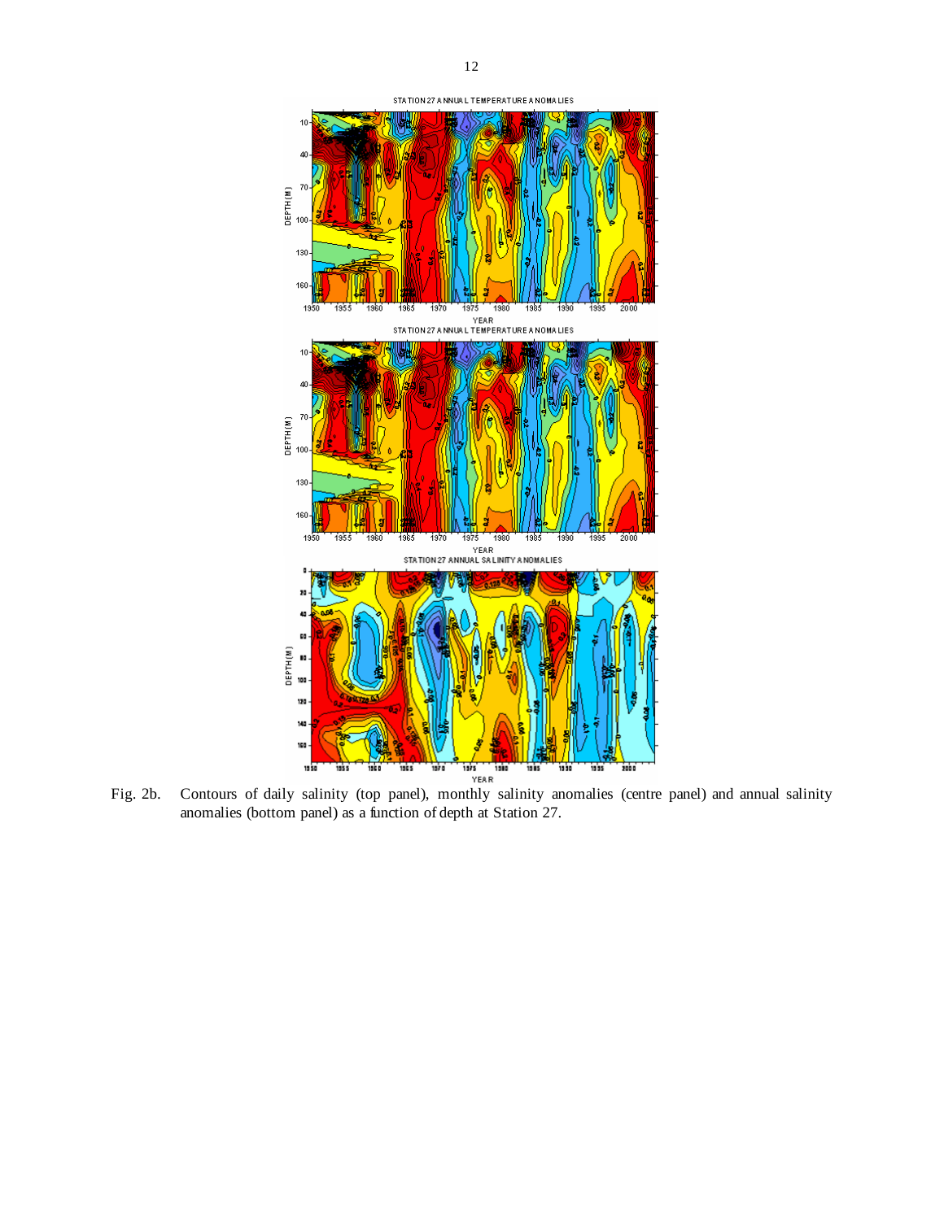Fig. 2b. Contours of daily salinity (top panel), monthly salinity anomalies (centre panel) and annual salinity anomalies (bottom panel) as a function of depth at Station 27.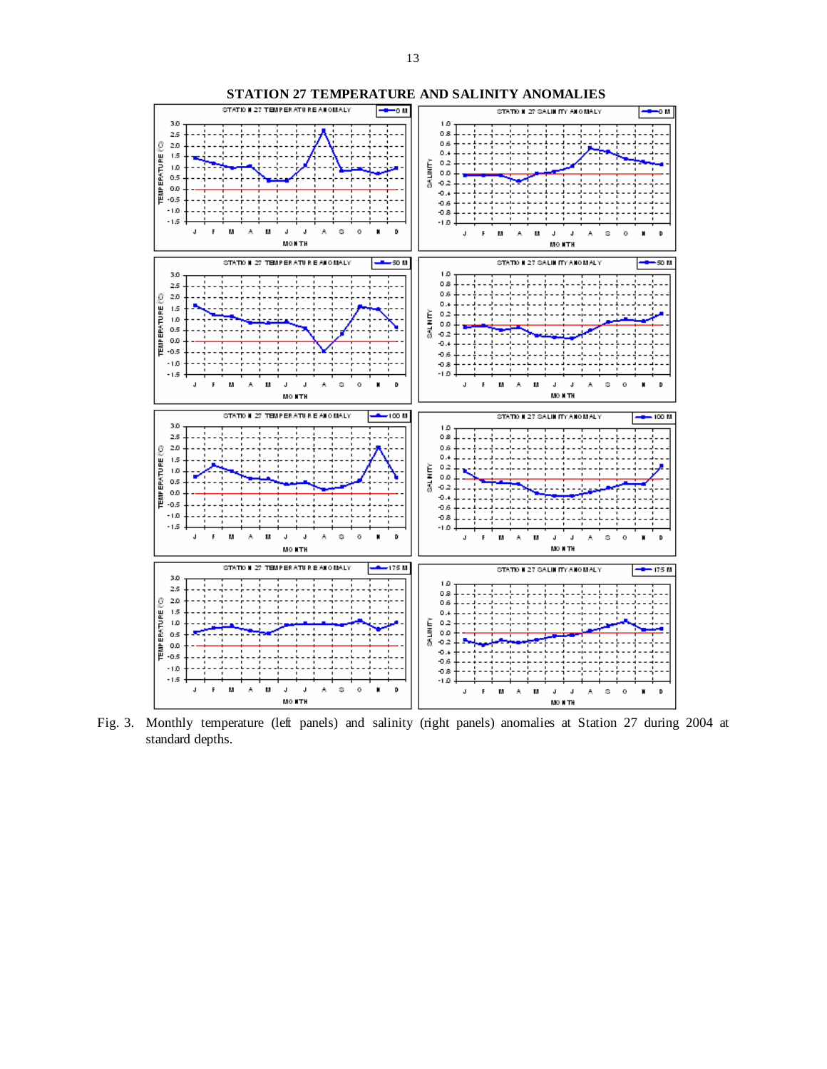## STATION 27 TEMPERATURE AND SALINITY ANOMALIES

Fig. 3. Monthly temperature (left panels) and salinity (right panels) anomalies at Station 27 during 2004 at standard depths.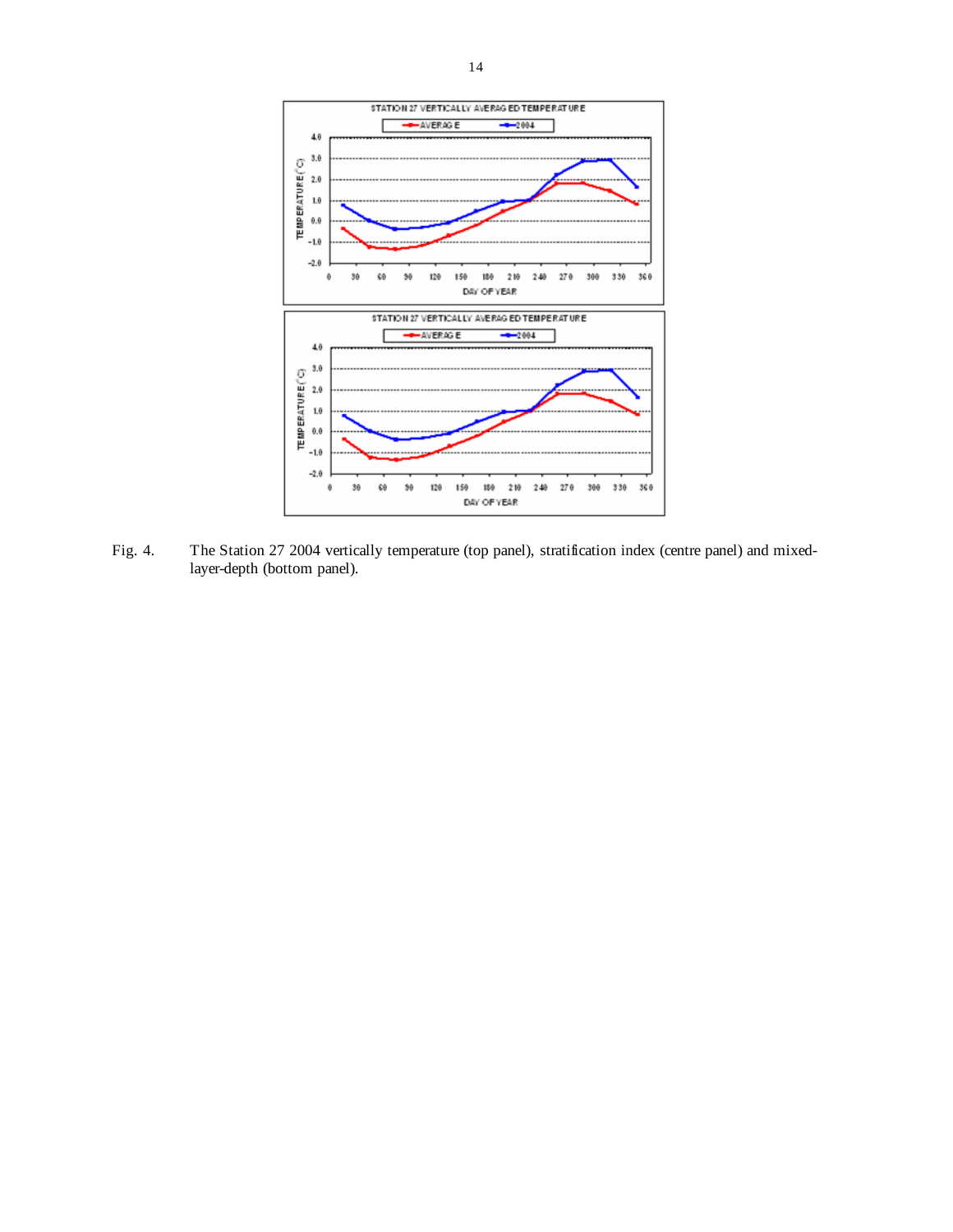STATION 27 VERTICALLY AVERAGED TEMPERATURE

Fig. 4. The Station 27 2004 vertically temperature (top panel), stratification index (centre panel) and mixed-layer-depth (bottom panel).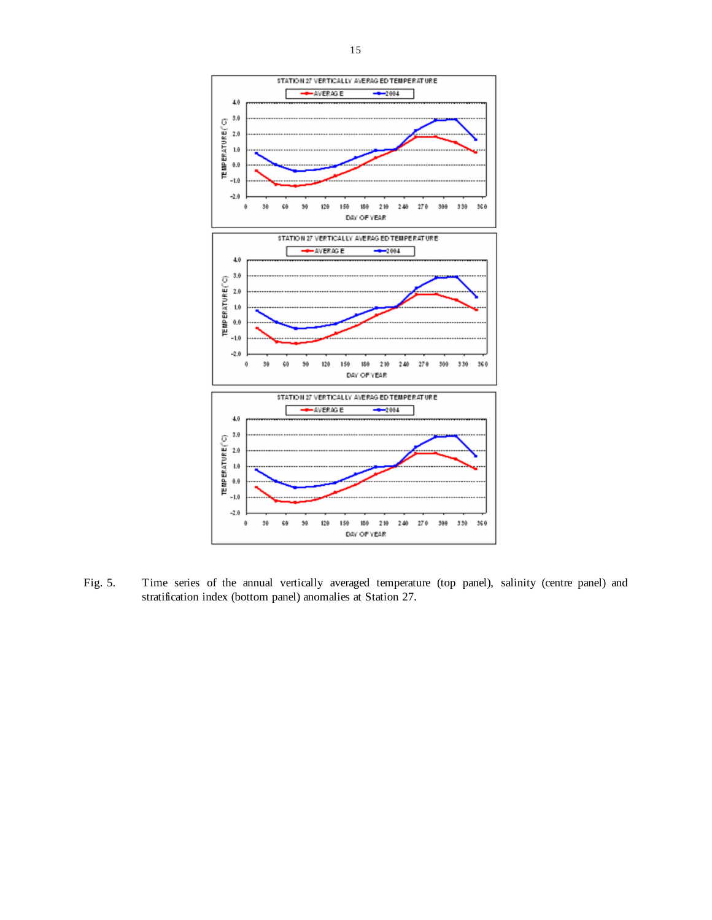Fig. 5. Time series of the annual vertically averaged temperature (top panel), salinity (centre panel) and stratification index (bottom panel) anomalies at Station 27.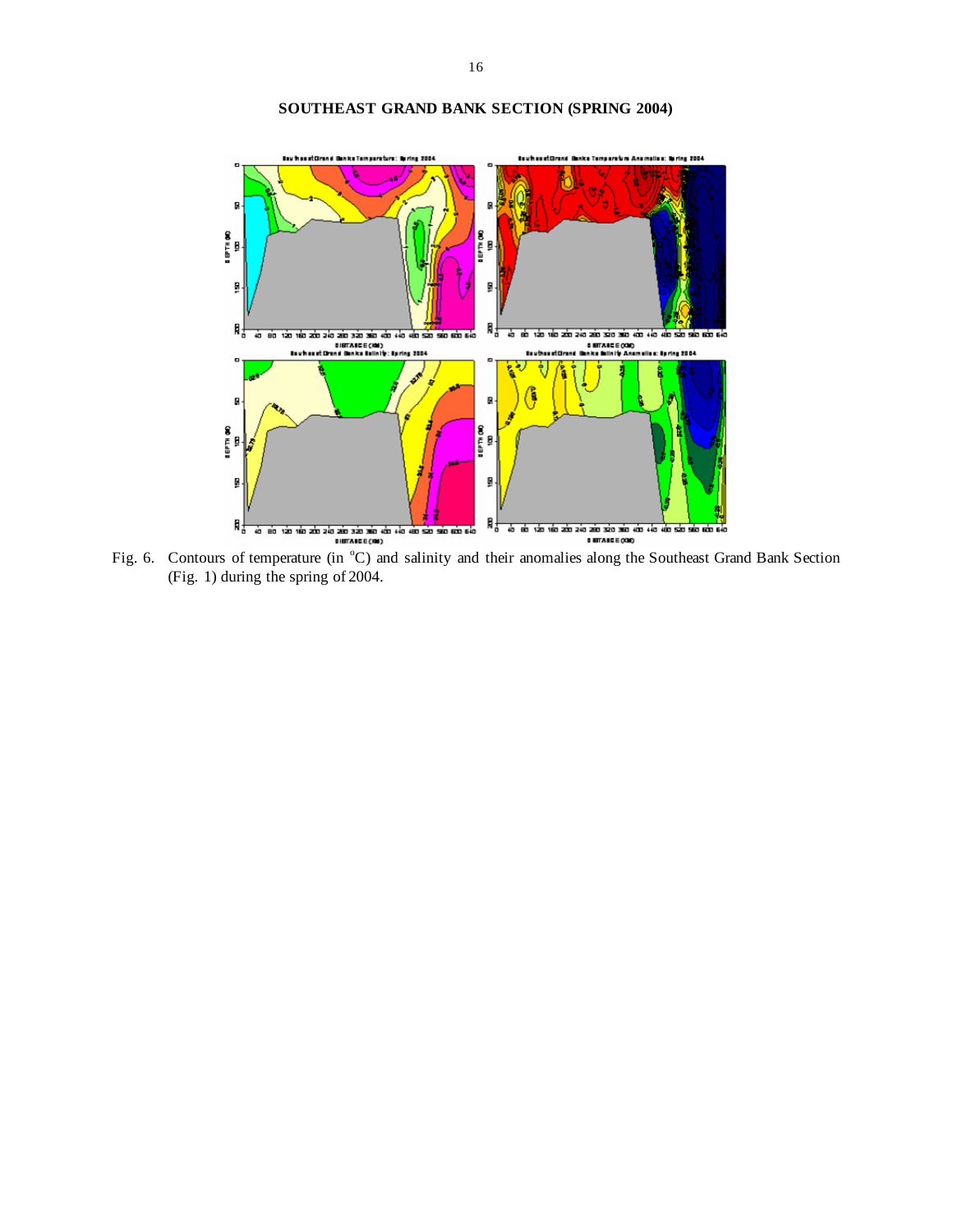## SOUTHEAST GRAND BANK SECTION (SPRING 2004)

Fig. 6. Contours of temperature (in °C) and salinity and their anomalies along the Southeast Grand Bank Section (Fig. 1) during the spring of 2004.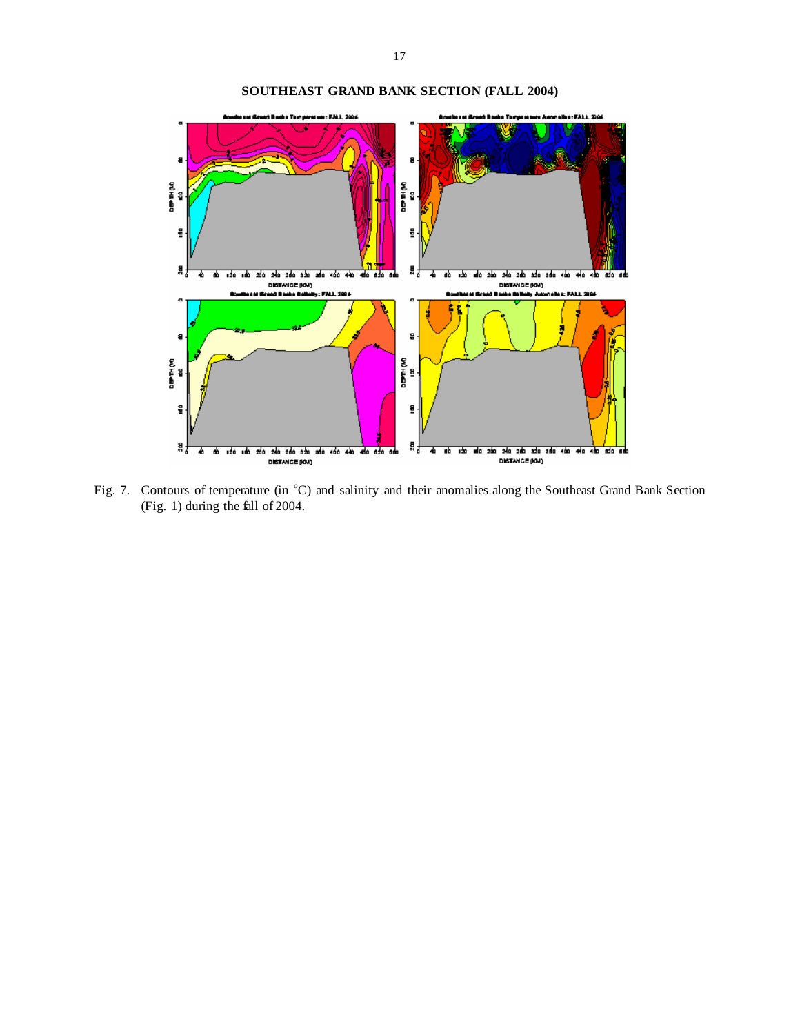**SOUTHEAST GRAND BANK SECTION (FALL 2004)**

Fig. 7. Contours of temperature (in °C) and salinity and their anomalies along the Southeast Grand Bank Section (Fig. 1) during the fall of 2004.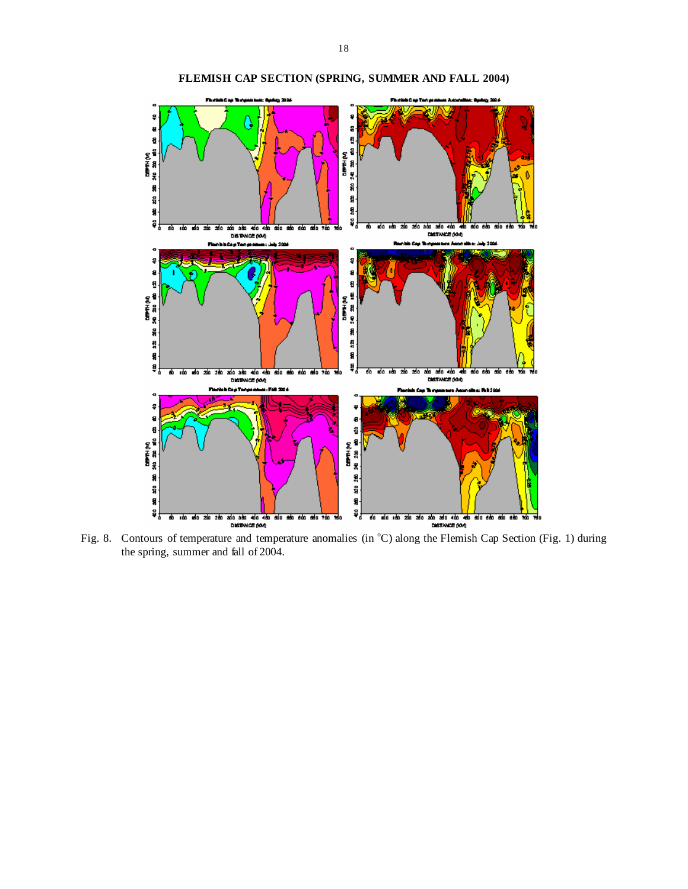**FLEMISH CAP SECTION (SPRING, SUMMER AND FALL 2004)**

Fig. 8. Contours of temperature and temperature anomalies (in °C) along the Flemish Cap Section (Fig. 1) during the spring, summer and fall of 2004.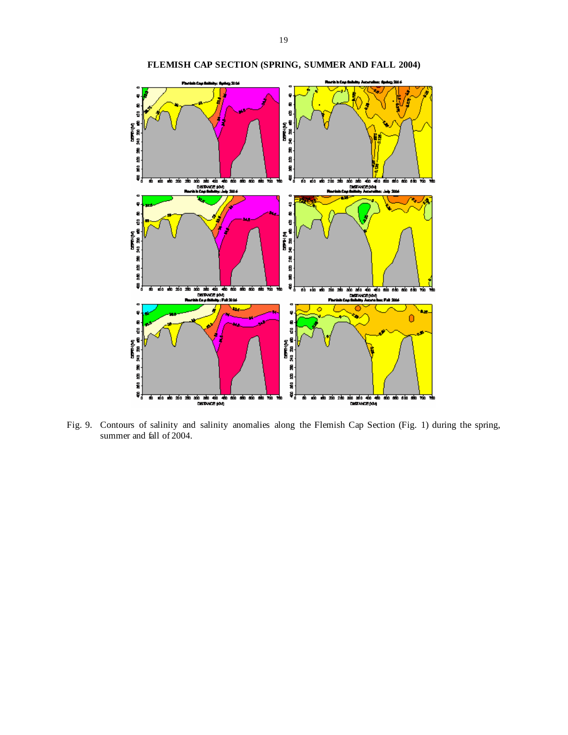**FLEMISH CAP SECTION (SPRING, SUMMER AND FALL 2004)**

Fig. 9. Contours of salinity and salinity anomalies along the Flemish Cap Section (Fig. 1) during the spring, summer and fall of 2004.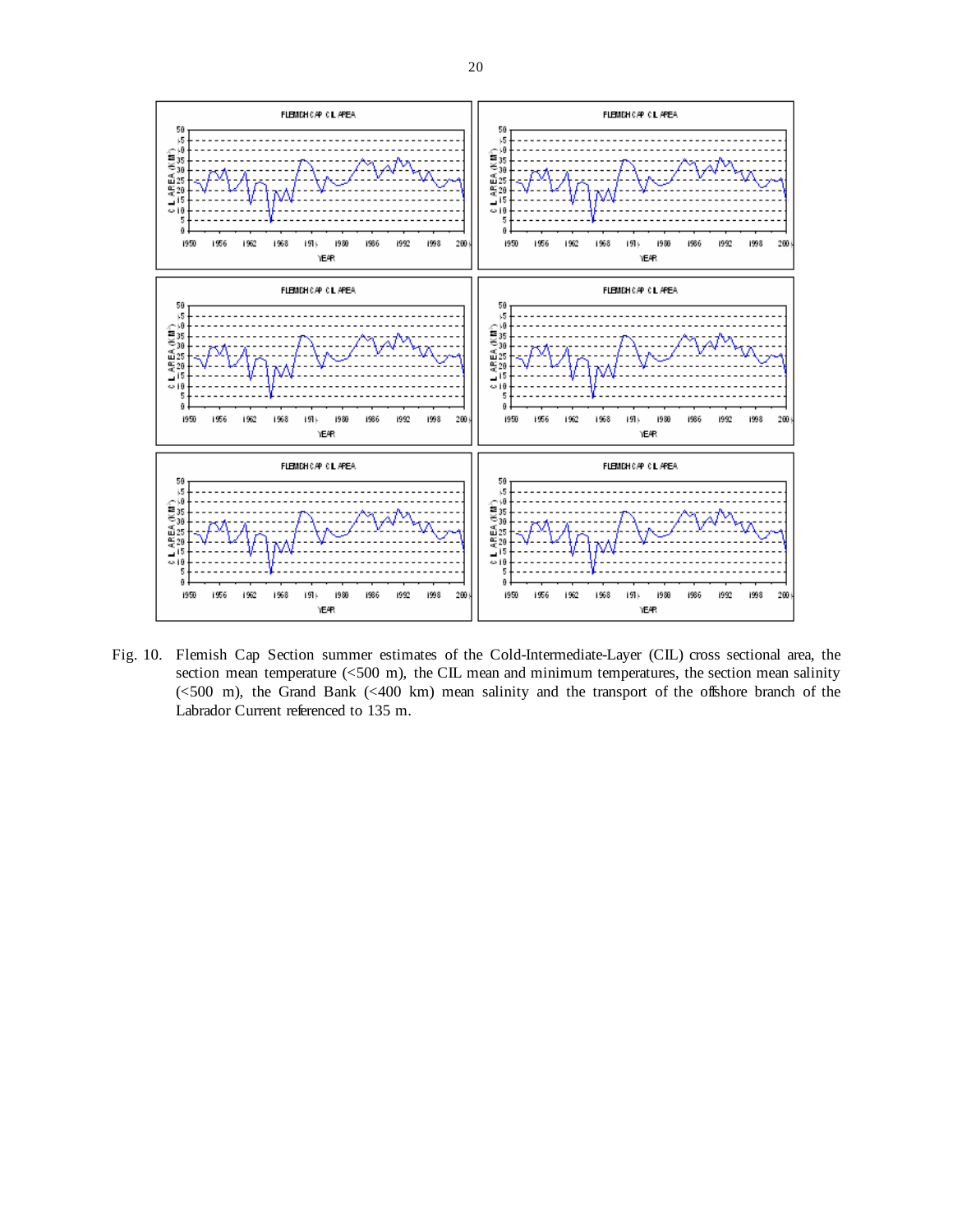Fig. 10. Flemish Cap Section summer estimates of the Cold-Intermediate-Layer (CIL) cross sectional area, the section mean temperature (<500 m), the CIL mean and minimum temperatures, the section mean salinity (<500 m), the Grand Bank (<400 km) mean salinity and the transport of the offshore branch of the Labrador Current referenced to 135 m.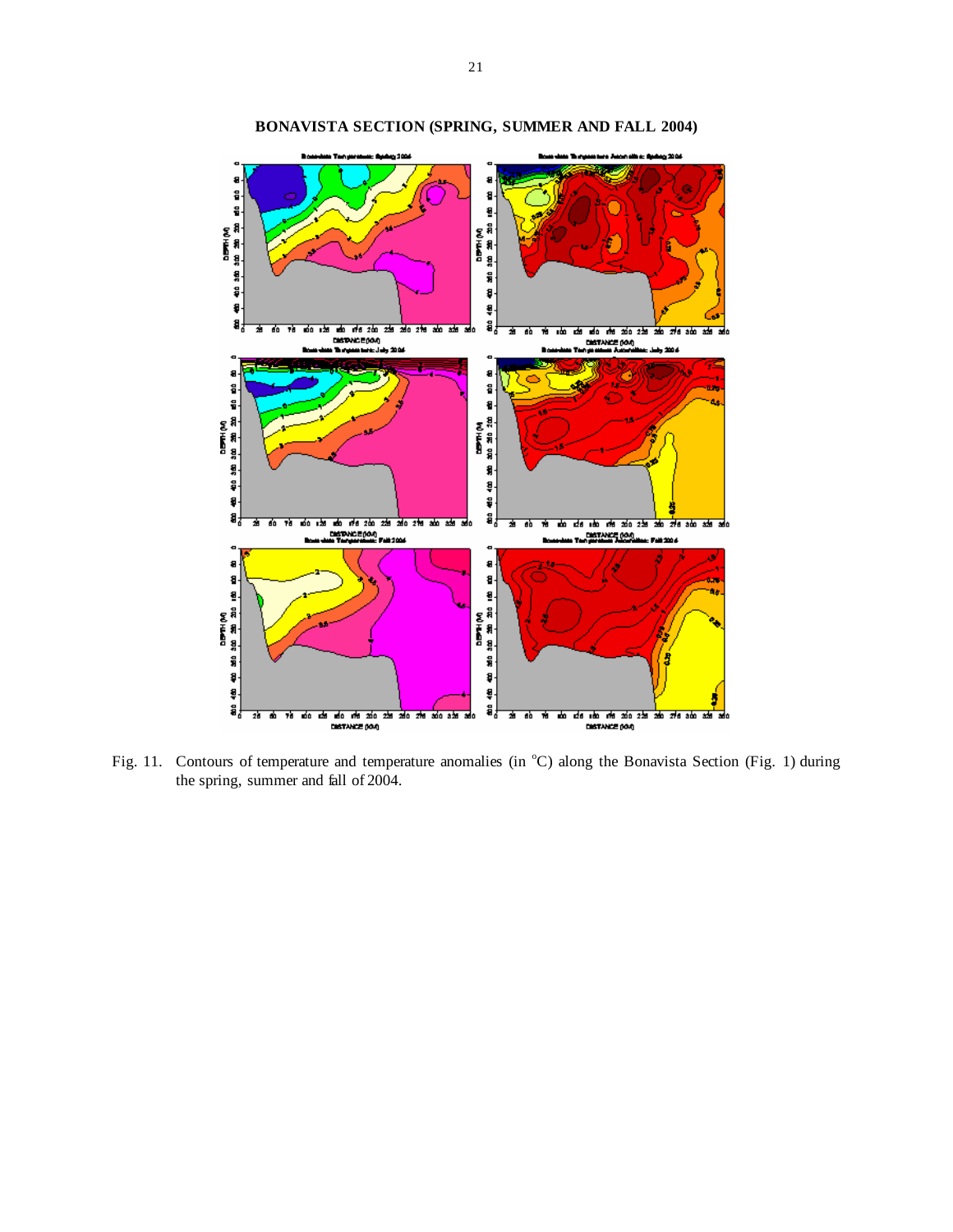**BONAVISTA SECTION (SPRING, SUMMER AND FALL 2004)**

Fig. 11. Contours of temperature and temperature anomalies (in °C) along the Bonavista Section (Fig. 1) during the spring, summer and fall of 2004.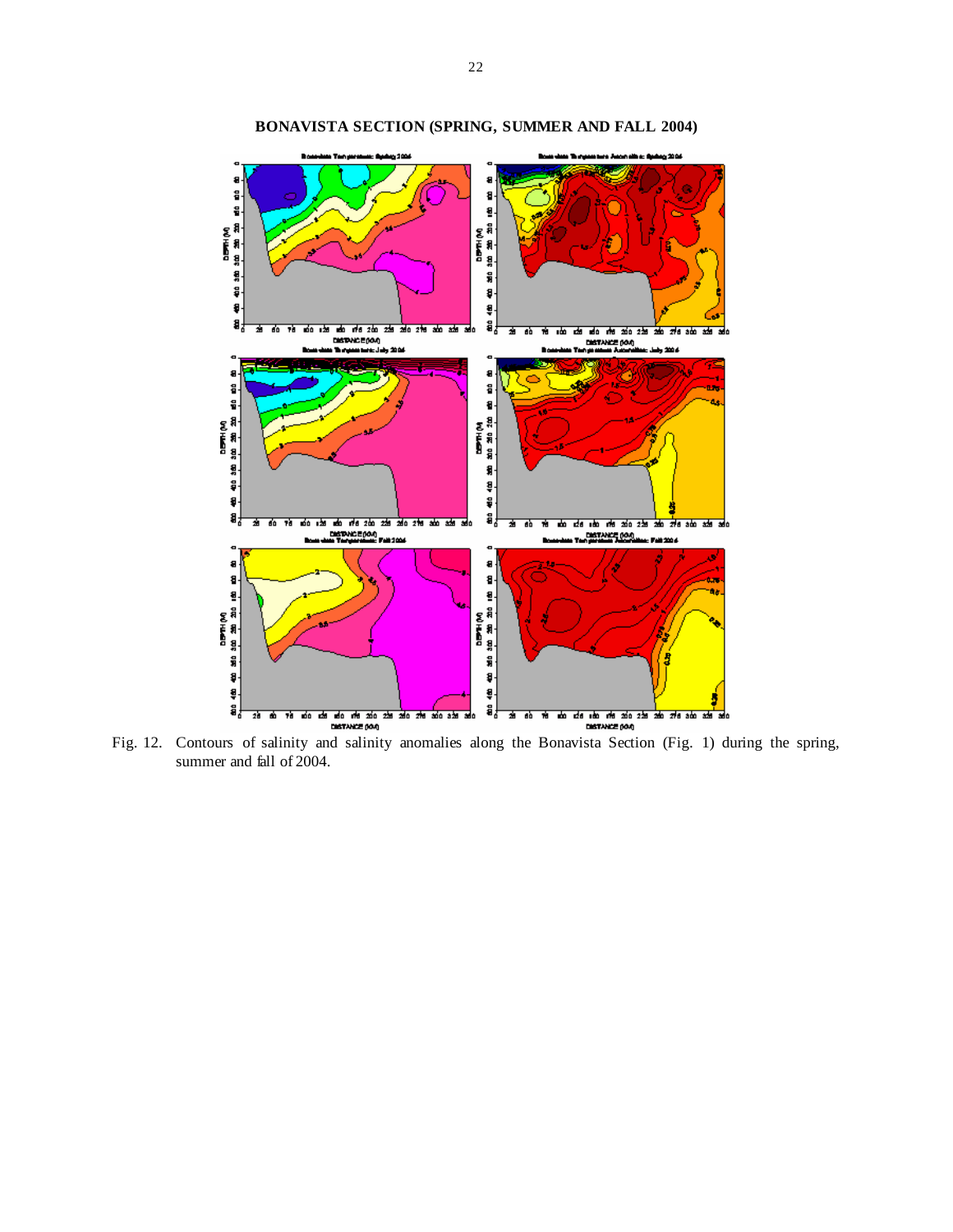**BONAVISTA SECTION (SPRING, SUMMER AND FALL 2004)**

Fig. 12. Contours of salinity and salinity anomalies along the Bonavista Section (Fig. 1) during the spring, summer and fall of 2004.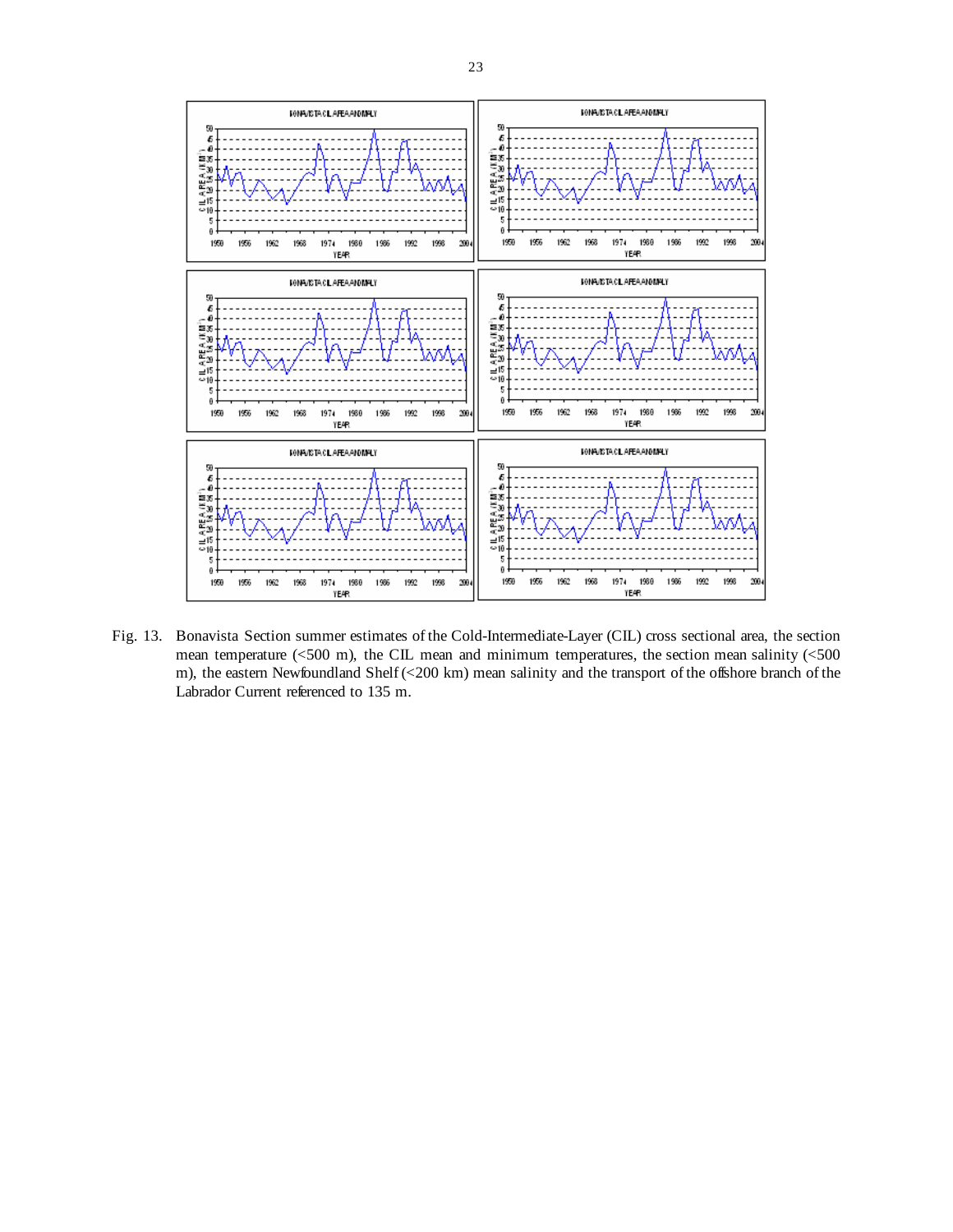Fig. 13. Bonavista Section summer estimates of the Cold-Intermediate-Layer (CIL) cross sectional area, the section mean temperature (<500 m), the CIL mean and minimum temperatures, the section mean salinity (<500 m), the eastern Newfoundland Shelf (<200 km) mean salinity and the transport of the offshore branch of the Labrador Current referenced to 135 m.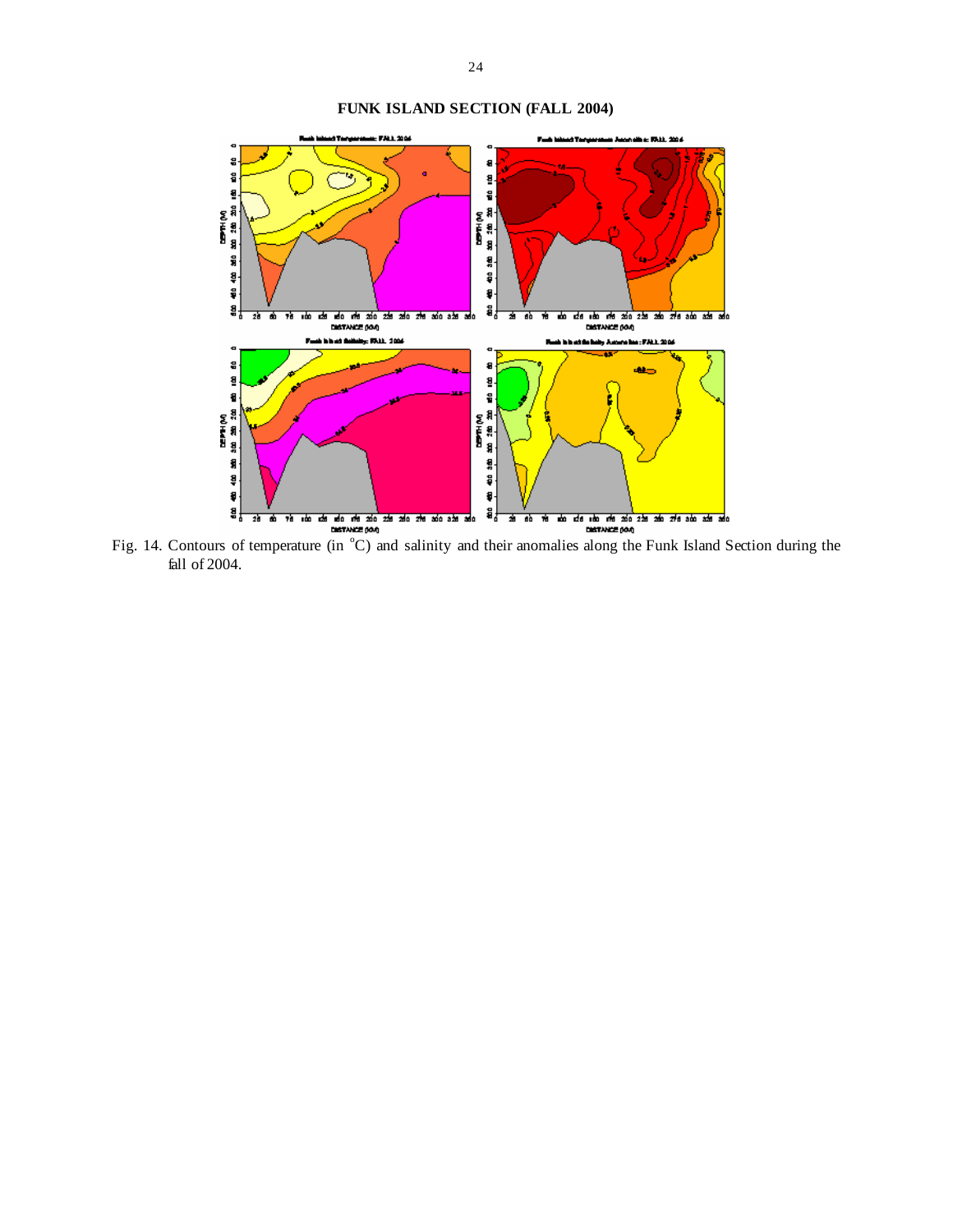## FUNK ISLAND SECTION (FALL 2004)

Fig. 14. Contours of temperature (in $^{o}$C) and salinity and their anomalies along the Funk Island Section during the fall of 2004.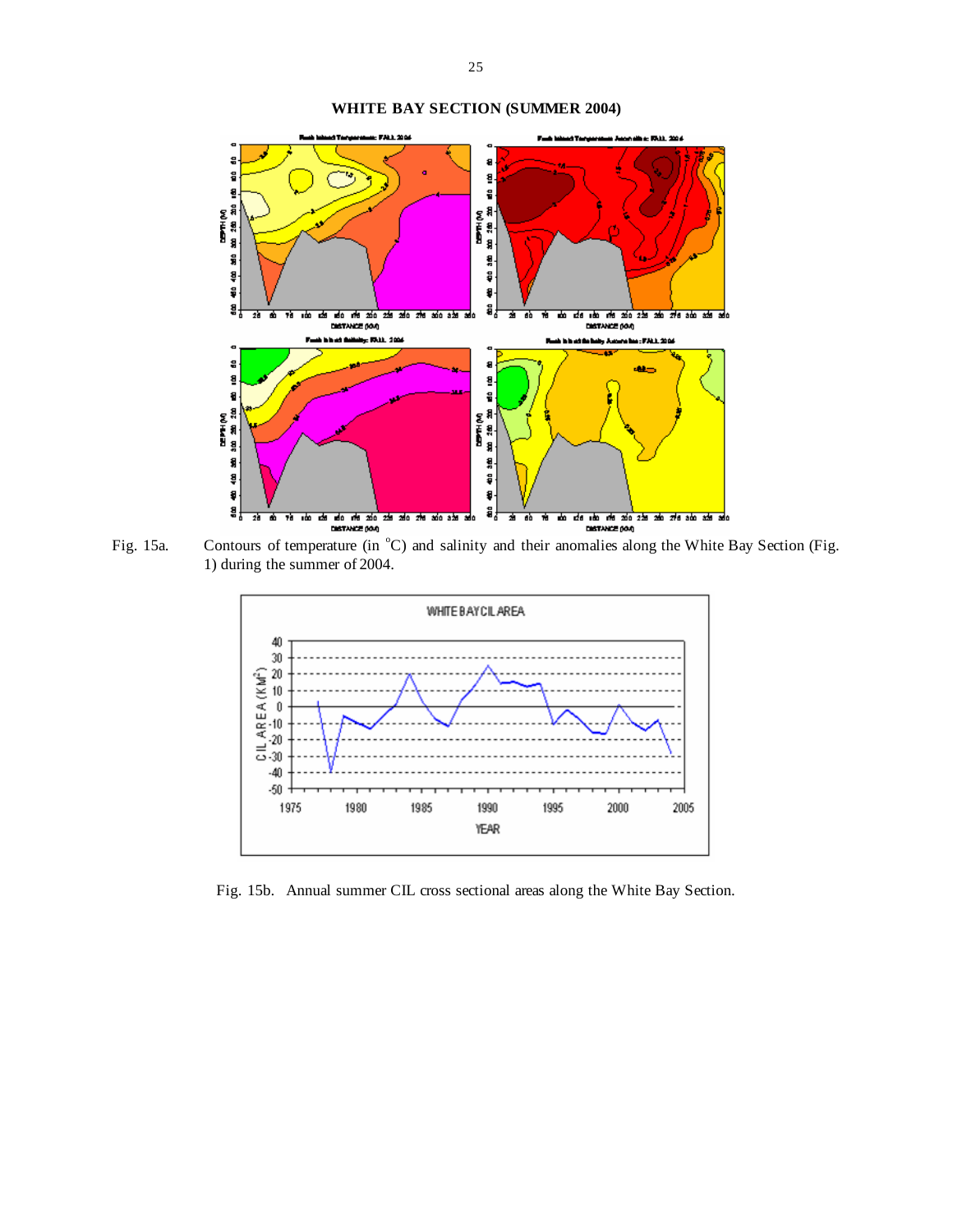## WHITE BAY SECTION (SUMMER 2004)

Fig. 15a. Contours of temperature (in °C) and salinity and their anomalies along the White Bay Section (Fig. 1) during the summer of 2004.

Fig. 15b. Annual summer CIL cross sectional areas along the White Bay Section.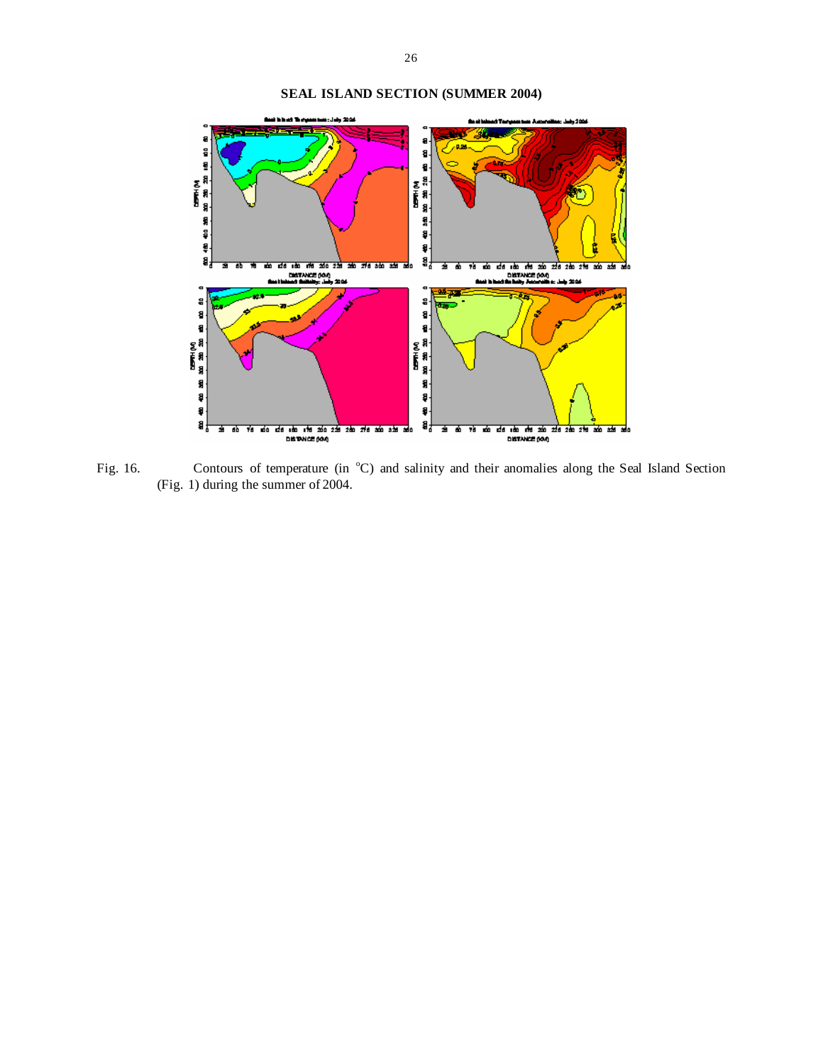# SEAL ISLAND SECTION (SUMMER 2004)

Fig. 16. Contours of temperature (in °C) and salinity and their anomalies along the Seal Island Section (Fig. 1) during the summer of 2004.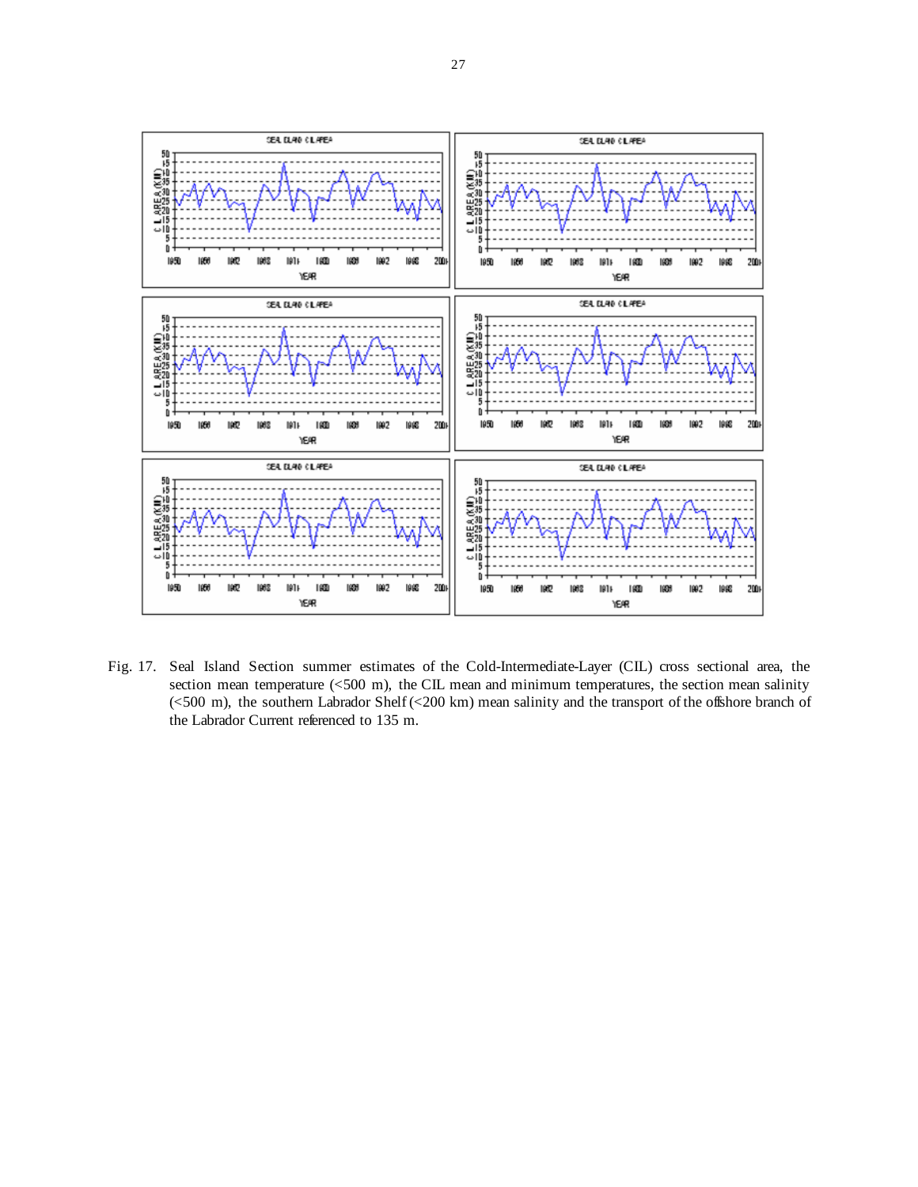Fig. 17. Seal Island Section summer estimates of the Cold-Intermediate-Layer (CIL) cross sectional area, the section mean temperature (<500 m), the CIL mean and minimum temperatures, the section mean salinity (<500 m), the southern Labrador Shelf (<200 km) mean salinity and the transport of the offshore branch of the Labrador Current referenced to 135 m.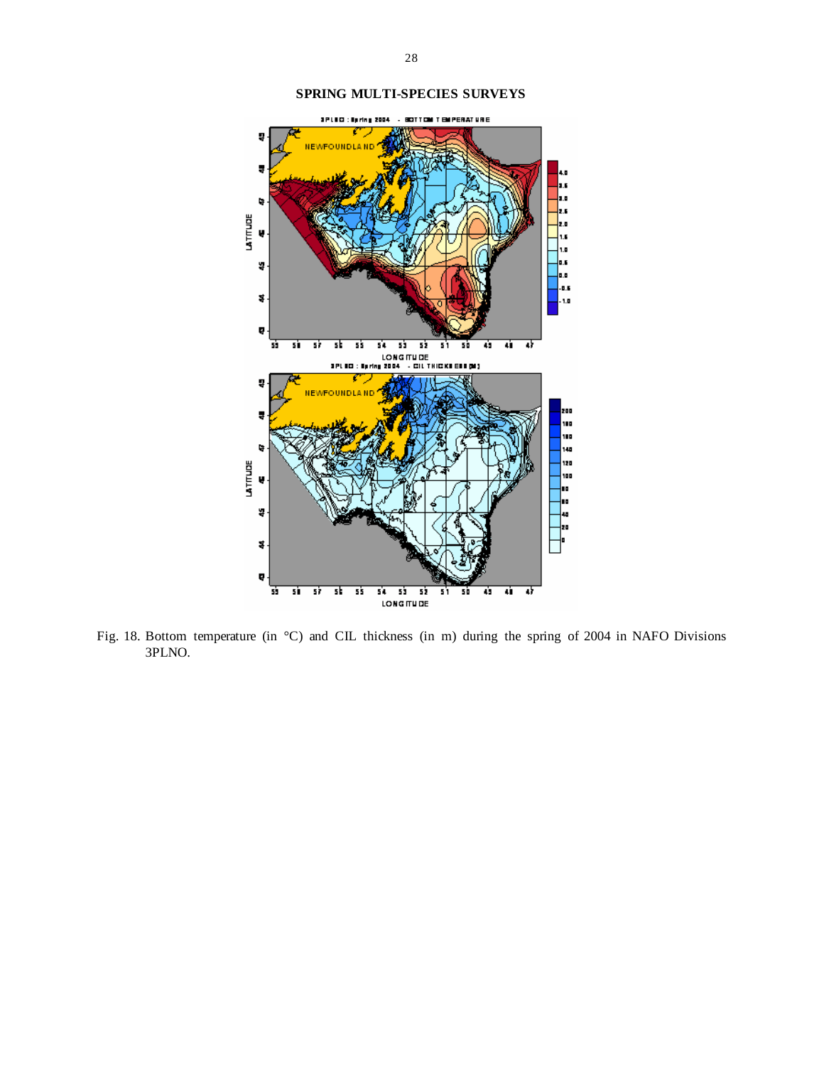## SPRING MULTI-SPECIES SURVEYS

Fig. 18. Bottom temperature (in °C) and CIL thickness (in m) during the spring of 2004 in NAFO Divisions 3PLNO.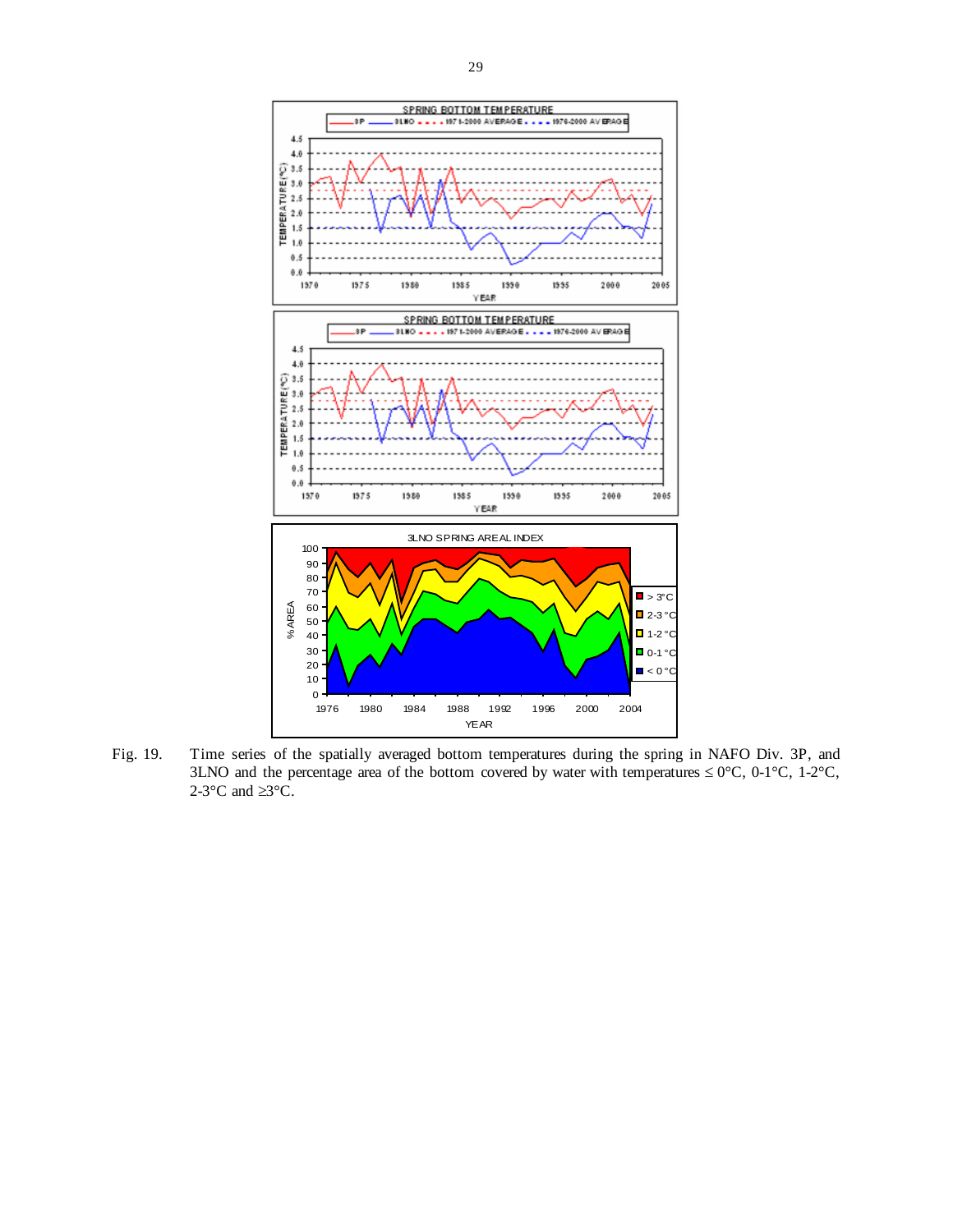Fig. 19. Time series of the spatially averaged bottom temperatures during the spring in NAFO Div. 3P, and 3LNO and the percentage area of the bottom covered by water with temperatures ≤ 0°C, 0-1°C, 1-2°C, 2-3°C and ≥3°C.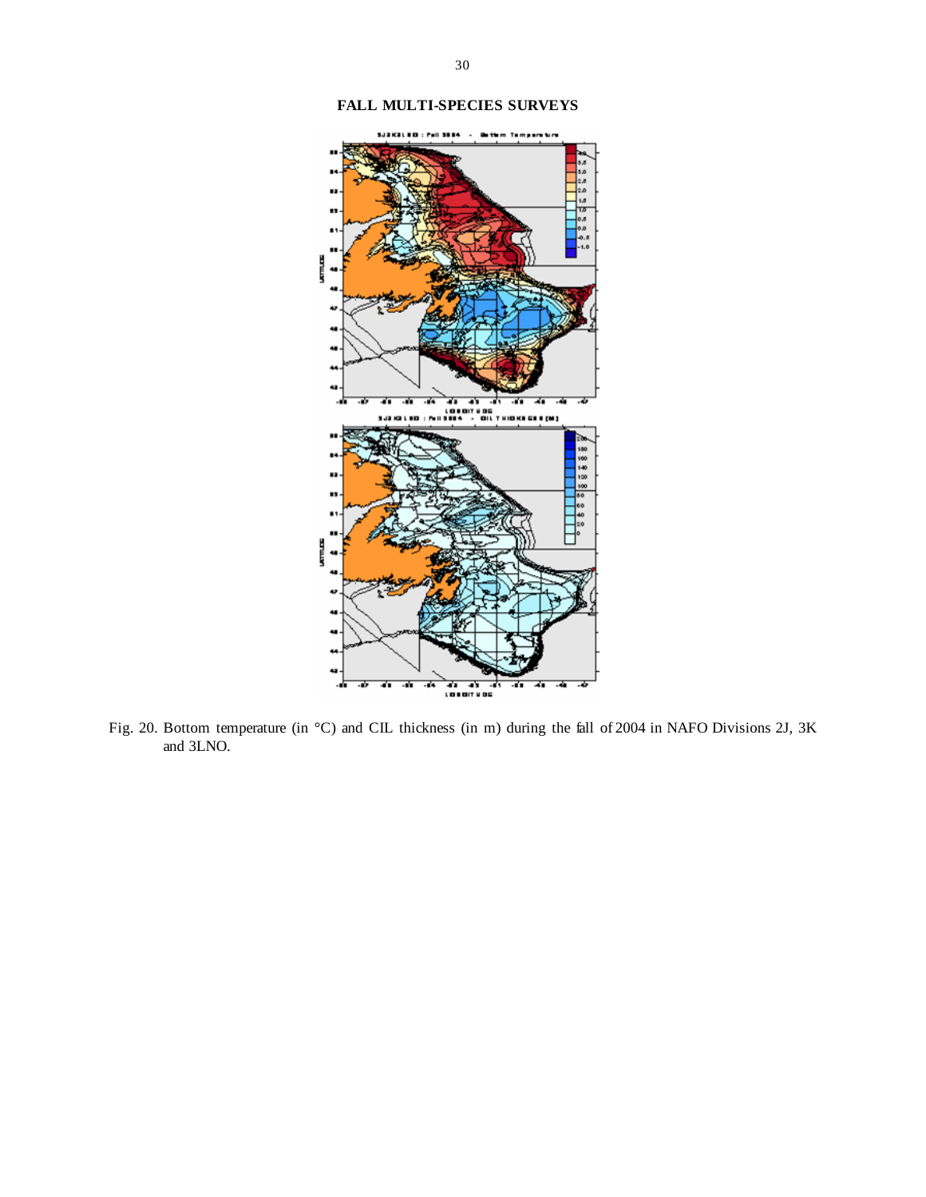## FALL MULTI-SPECIES SURVEYS

Fig. 20. Bottom temperature (in °C) and CIL thickness (in m) during the fall of 2004 in NAFO Divisions 2J, 3K and 3LNO.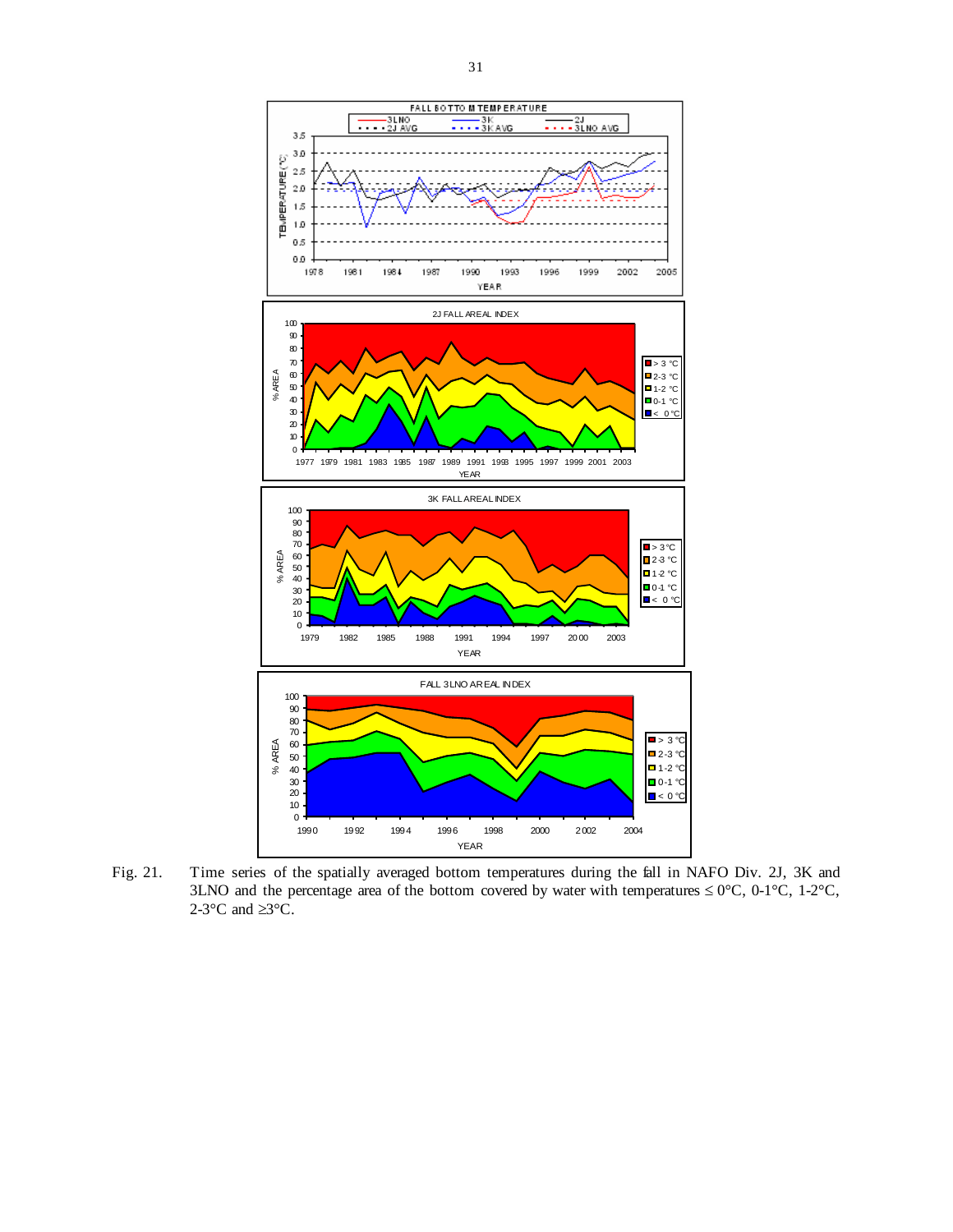FALL BOTTOM TEMPERATURE

3LNO
3K
2J
2J AVG
3K AVG
3LNO AVG

TEMPERATURE (°C)

3.5
3.0
2.5
2.0
1.5
1.0
0.5
0.0

1978 1981 1984 1987 1990 1993 1996 1999 2002 2005

YEAR

2J FALL AREAL INDEX

% AREA

100 90 80 70 60 50 40 30 20 10 0

1977 1979 1981 1983 1985 1987 1989 1991 1993 1995 1997 1999 2001 2003

YEAR

> 3 °C
2-3 °C
1-2 °C
0-1 °C
< 0 °C

3K FALL AREAL INDEX

% AREA

100 90 80 70 60 50 40 30 20 10 0

1979 1982 1985 1988 1991 1994 1997 2000 2003

YEAR

> 3 °C
2-3 °C
1-2 °C
0-1 °C
< 0 °C

FALL 3LNO AREAL INDEX

% AREA

100 90 80 70 60 50 40 30 20 10 0

1990 1992 1994 1996 1998 2000 2002 2004

YEAR

> 3 °C
2-3 °C
1-2 °C
0-1 °C
< 0 °C

Fig. 21. Time series of the spatially averaged bottom temperatures during the fall in NAFO Div. 2J, 3K and 3LNO and the percentage area of the bottom covered by water with temperatures ≤ 0°C, 0-1°C, 1-2°C, 2-3°C and ≥3°C.